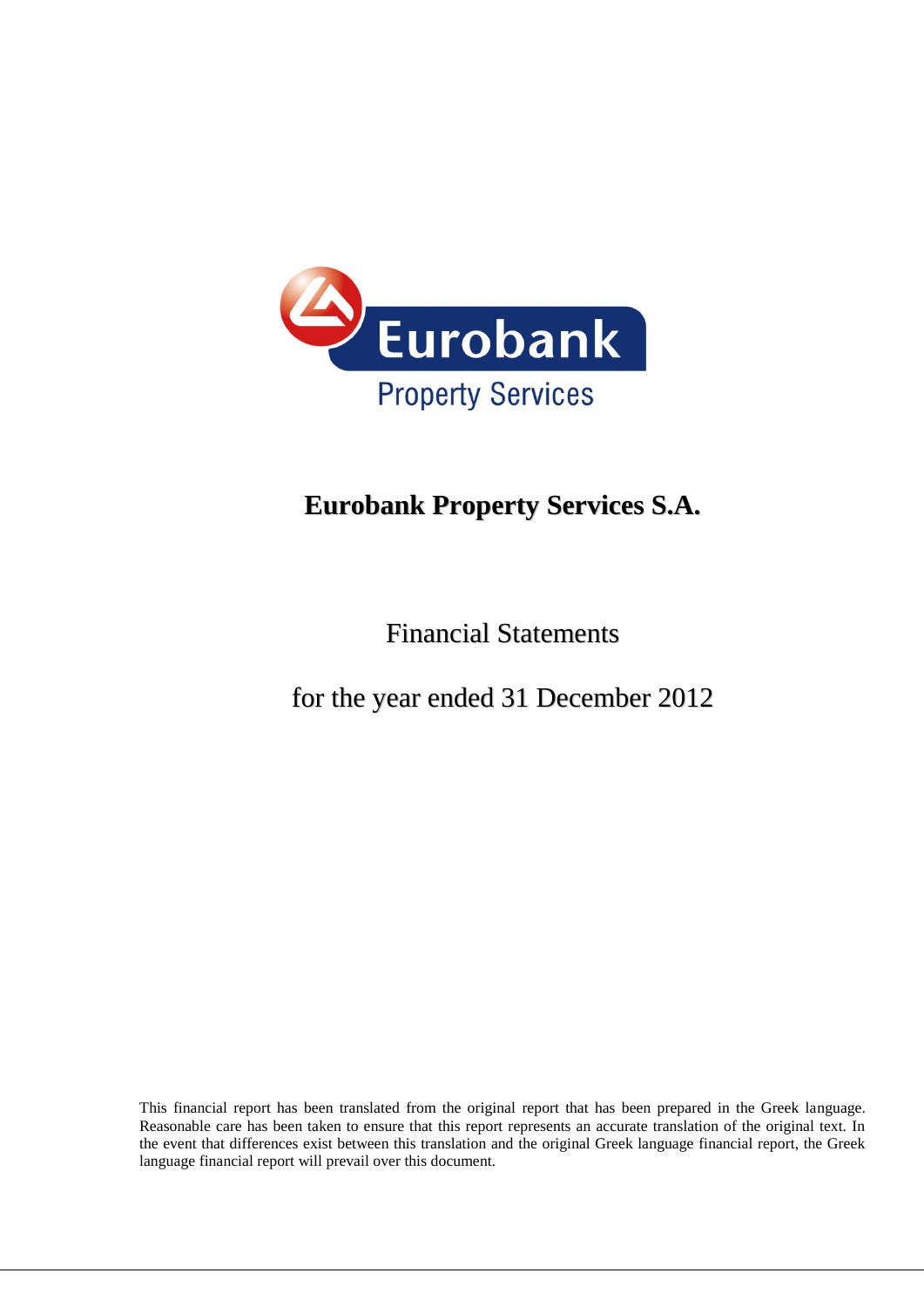# Eurobank Property Services S.A.

## Financial Statements

## for the year ended 31 December 2012

This financial report has been translated from the original report that has been prepared in the Greek language. Reasonable care has been taken to ensure that this report represents an accurate translation of the original text. In the event that differences exist between this translation and the original Greek language financial report, the Greek language financial report will prevail over this document.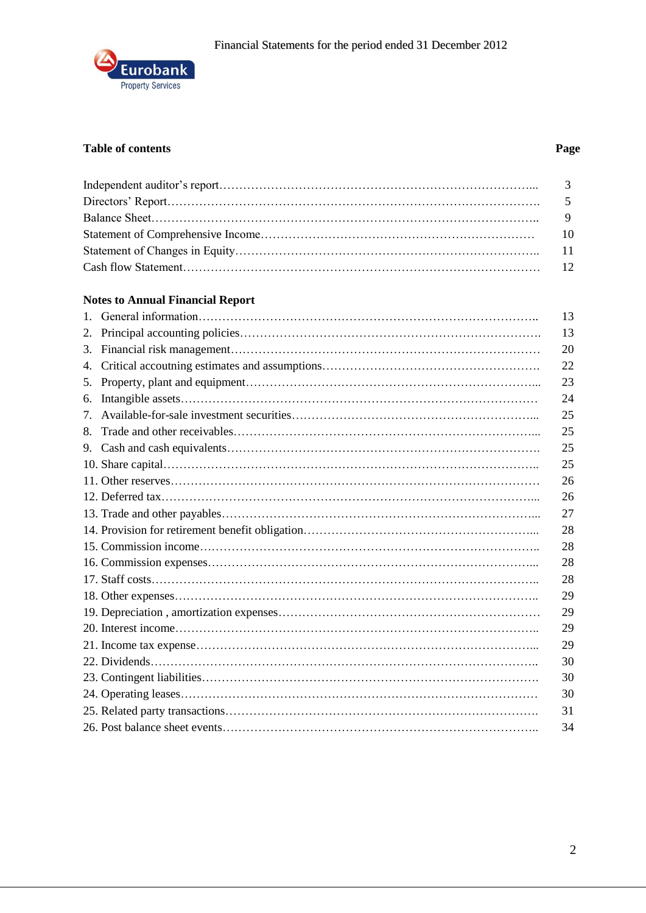## Table of contents

| | Page |
|---|---|
| Independent auditor's report | 3 |
| Directors' Report | 5 |
| Balance Sheet | 9 |
| Statement of Comprehensive Income | 10 |
| Statement of Changes in Equity | 11 |
| Cash flow Statement | 12 |
| **Notes to Annual Financial Report** | |
| 1. General information | 13 |
| 2. Principal accounting policies | 13 |
| 3. Financial risk management | 20 |
| 4. Critical accoutning estimates and assumptions | 22 |
| 5. Property, plant and equipment | 23 |
| 6. Intangible assets | 24 |
| 7. Available-for-sale investment securities | 25 |
| 8. Trade and other receivables | 25 |
| 9. Cash and cash equivalents | 25 |
| 10. Share capital | 25 |
| 11. Other reserves | 26 |
| 12. Deferred tax | 26 |
| 13. Trade and other payables | 27 |
| 14. Provision for retirement benefit obligation | 28 |
| 15. Commission income | 28 |
| 16. Commission expenses | 28 |
| 17. Staff costs | 28 |
| 18. Other expenses | 29 |
| 19. Depreciation , amortization expenses | 29 |
| 20. Interest income | 29 |
| 21. Income tax expense | 29 |
| 22. Dividends | 30 |
| 23. Contingent liabilities | 30 |
| 24. Operating leases | 30 |
| 25. Related party transactions | 31 |
| 26. Post balance sheet events | 34 |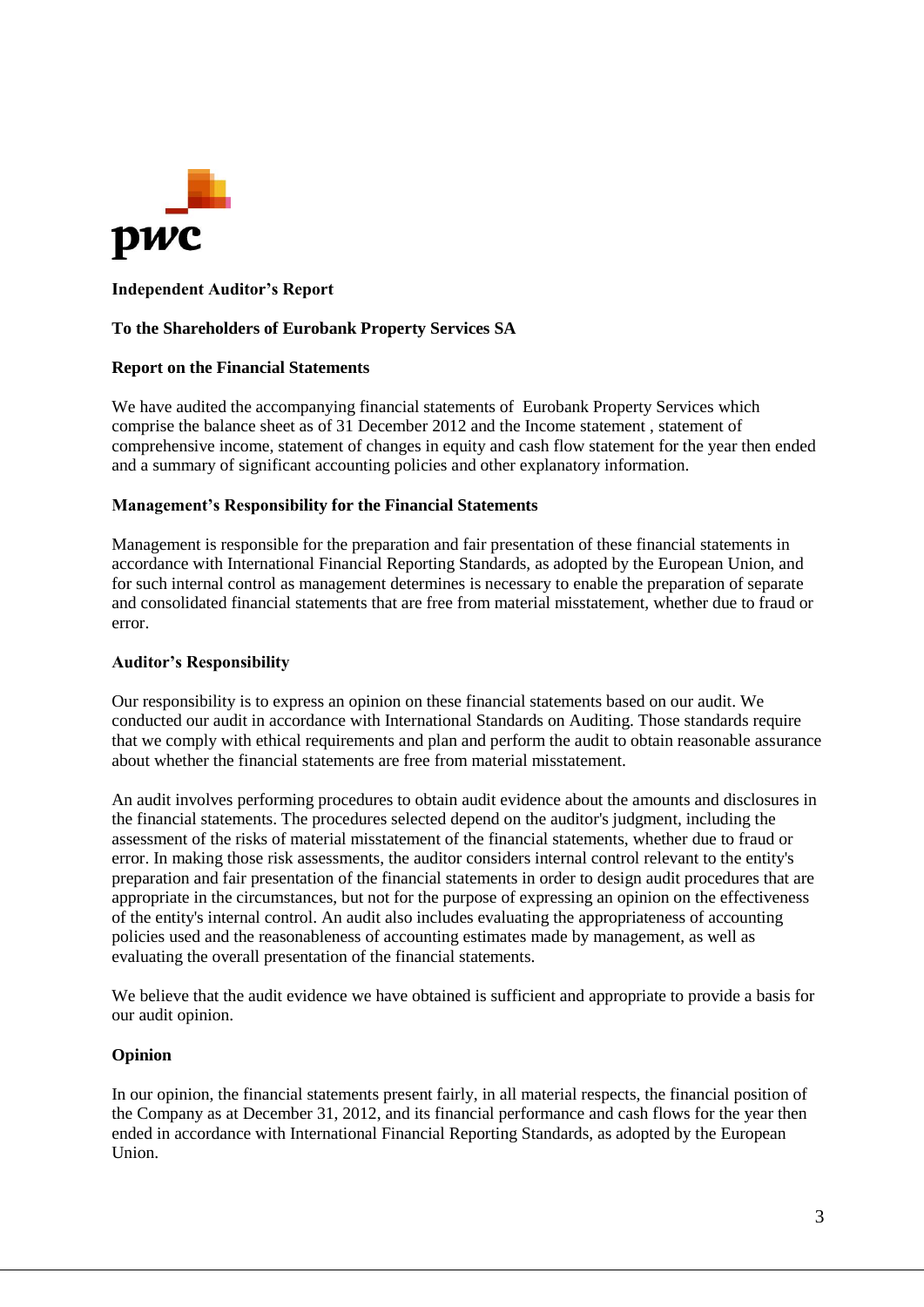pwc

**Independent Auditor's Report**

**To the Shareholders of Eurobank Property Services SA**

**Report on the Financial Statements**

We have audited the accompanying financial statements of  Eurobank Property Services which comprise the balance sheet as of 31 December 2012 and the Income statement , statement of comprehensive income, statement of changes in equity and cash flow statement for the year then ended and a summary of significant accounting policies and other explanatory information.

**Management's Responsibility for the Financial Statements**

Management is responsible for the preparation and fair presentation of these financial statements in accordance with International Financial Reporting Standards, as adopted by the European Union, and for such internal control as management determines is necessary to enable the preparation of separate and consolidated financial statements that are free from material misstatement, whether due to fraud or error.

**Auditor's Responsibility**

Our responsibility is to express an opinion on these financial statements based on our audit. We conducted our audit in accordance with International Standards on Auditing. Those standards require that we comply with ethical requirements and plan and perform the audit to obtain reasonable assurance about whether the financial statements are free from material misstatement.

An audit involves performing procedures to obtain audit evidence about the amounts and disclosures in the financial statements. The procedures selected depend on the auditor's judgment, including the assessment of the risks of material misstatement of the financial statements, whether due to fraud or error. In making those risk assessments, the auditor considers internal control relevant to the entity's preparation and fair presentation of the financial statements in order to design audit procedures that are appropriate in the circumstances, but not for the purpose of expressing an opinion on the effectiveness of the entity's internal control. An audit also includes evaluating the appropriateness of accounting policies used and the reasonableness of accounting estimates made by management, as well as evaluating the overall presentation of the financial statements.

We believe that the audit evidence we have obtained is sufficient and appropriate to provide a basis for our audit opinion.

**Opinion**

In our opinion, the financial statements present fairly, in all material respects, the financial position of the Company as at December 31, 2012, and its financial performance and cash flows for the year then ended in accordance with International Financial Reporting Standards, as adopted by the European Union.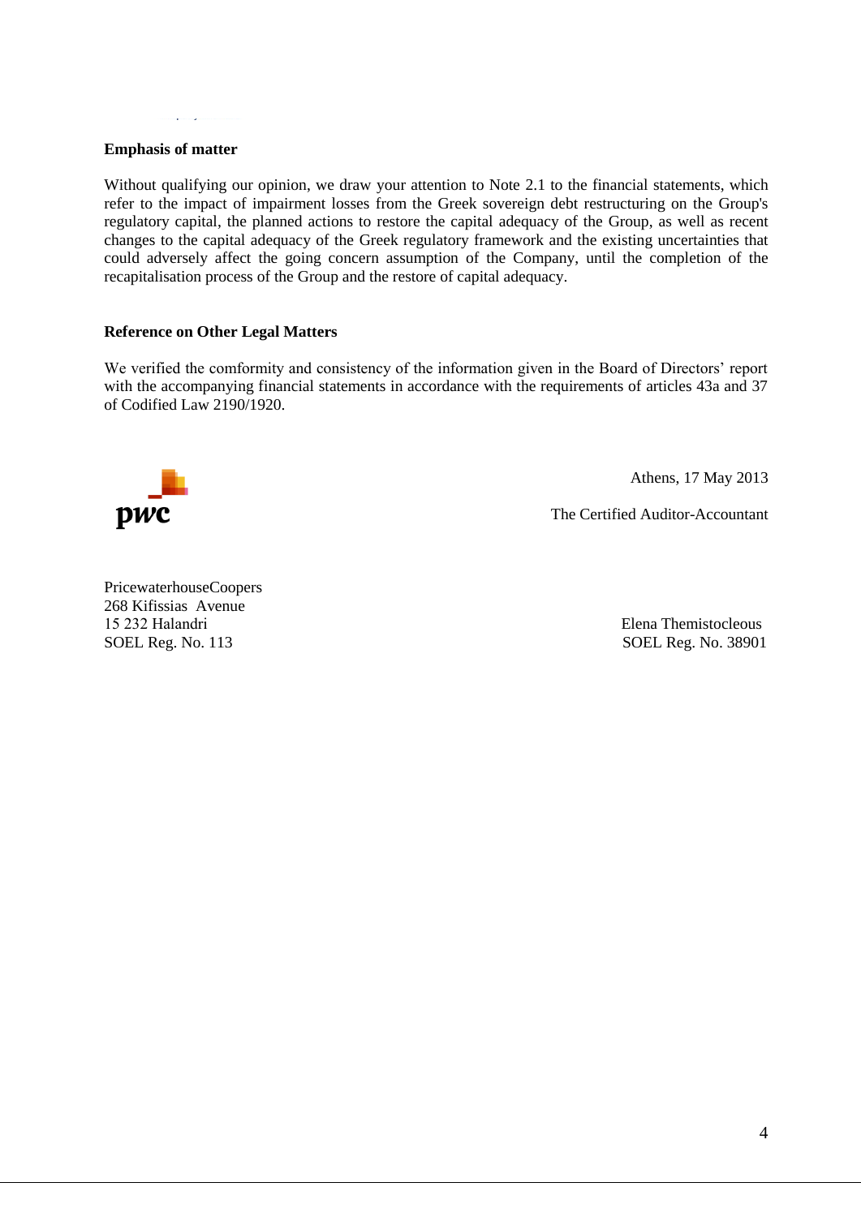**Emphasis of matter**

Without qualifying our opinion, we draw your attention to Note 2.1 to the financial statements, which refer to the impact of impairment losses from the Greek sovereign debt restructuring on the Group's regulatory capital, the planned actions to restore the capital adequacy of the Group, as well as recent changes to the capital adequacy of the Greek regulatory framework and the existing uncertainties that could adversely affect the going concern assumption of the Company, until the completion of the recapitalisation process of the Group and the restore of capital adequacy.

**Reference on Other Legal Matters**

We verified the comformity and consistency of the information given in the Board of Directors' report with the accompanying financial statements in accordance with the requirements of articles 43a and 37 of Codified Law 2190/1920.

pwc

Athens, 17 May 2013

The Certified Auditor-Accountant

PricewaterhouseCoopers
268 Kifissias Avenue
15 232 Halandri
SOEL Reg. No. 113

Elena Themistocleous
SOEL Reg. No. 38901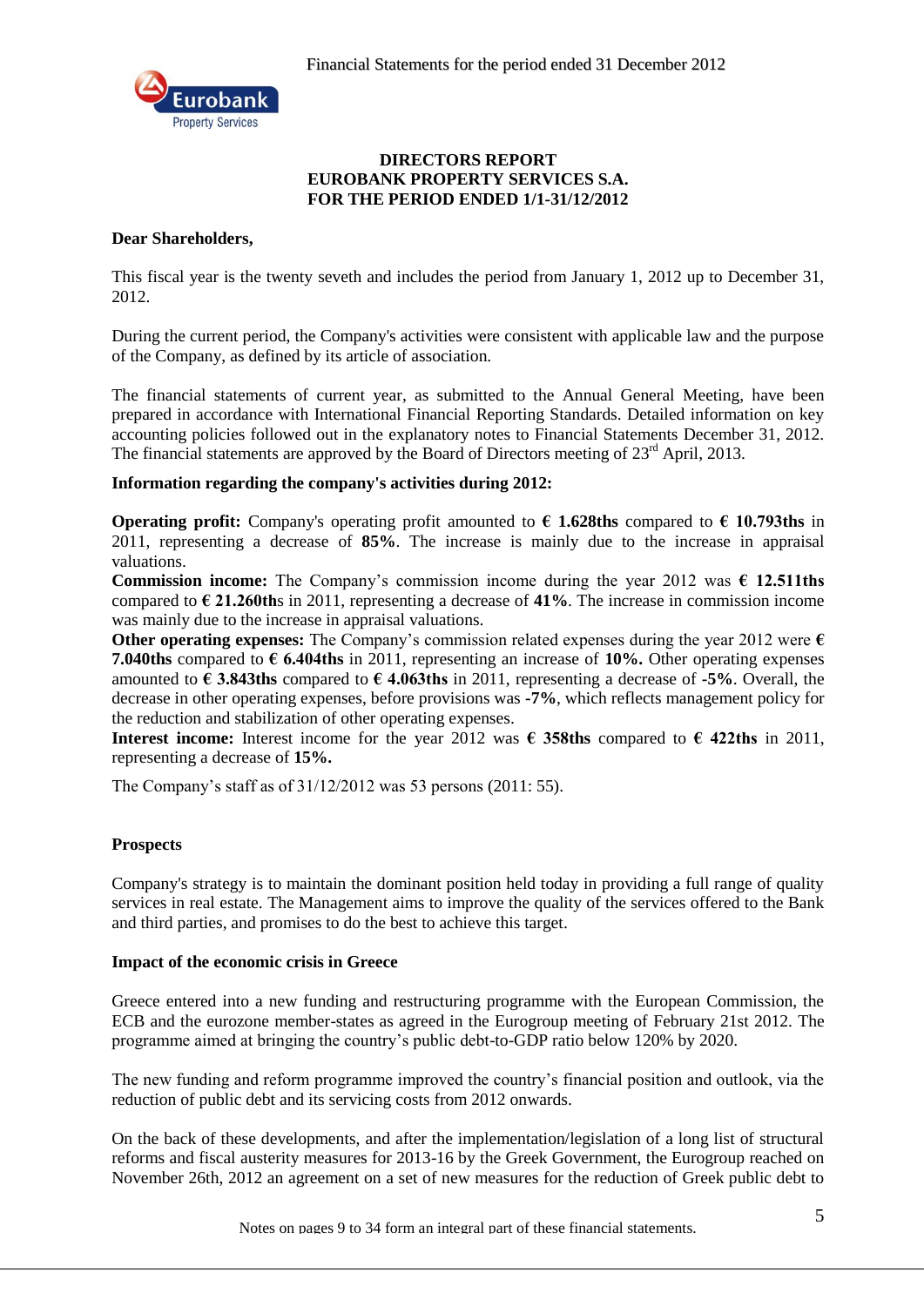# DIRECTORS REPORT
# EUROBANK PROPERTY SERVICES S.A.
# FOR THE PERIOD ENDED 1/1-31/12/2012

**Dear Shareholders,**

This fiscal year is the twenty seveth and includes the period from January 1, 2012 up to December 31, 2012.

During the current period, the Company's activities were consistent with applicable law and the purpose of the Company, as defined by its article of association.

The financial statements of current year, as submitted to the Annual General Meeting, have been prepared in accordance with International Financial Reporting Standards. Detailed information on key accounting policies followed out in the explanatory notes to Financial Statements December 31, 2012. The financial statements are approved by the Board of Directors meeting of 23rd April, 2013.

**Information regarding the company's activities during 2012:**

**Operating profit:** Company's operating profit amounted to **€ 1.628ths** compared to **€ 10.793ths** in 2011, representing a decrease of **85%**. The increase is mainly due to the increase in appraisal valuations.
**Commission income:** The Company's commission income during the year 2012 was **€ 12.511ths** compared to **€ 21.260th**s in 2011, representing a decrease of **41%**. The increase in commission income was mainly due to the increase in appraisal valuations.
**Other operating expenses:** The Company's commission related expenses during the year 2012 were **€ 7.040ths** compared to **€ 6.404ths** in 2011, representing an increase of **10%.** Other operating expenses amounted to **€ 3.843ths** compared to **€ 4.063ths** in 2011, representing a decrease of **-5%**. Overall, the decrease in other operating expenses, before provisions was **-7%**, which reflects management policy for the reduction and stabilization of other operating expenses.
**Interest income:** Interest income for the year 2012 was **€ 358ths** compared to **€ 422ths** in 2011, representing a decrease of **15%.**

The Company's staff as of 31/12/2012 was 53 persons (2011: 55).

**Prospects**

Company's strategy is to maintain the dominant position held today in providing a full range of quality services in real estate. The Management aims to improve the quality of the services offered to the Bank and third parties, and promises to do the best to achieve this target.

**Impact of the economic crisis in Greece**

Greece entered into a new funding and restructuring programme with the European Commission, the ECB and the eurozone member-states as agreed in the Eurogroup meeting of February 21st 2012. The programme aimed at bringing the country's public debt-to-GDP ratio below 120% by 2020.

The new funding and reform programme improved the country's financial position and outlook, via the reduction of public debt and its servicing costs from 2012 onwards.

On the back of these developments, and after the implementation/legislation of a long list of structural reforms and fiscal austerity measures for 2013-16 by the Greek Government, the Eurogroup reached on November 26th, 2012 an agreement on a set of new measures for the reduction of Greek public debt to

Notes on pages 9 to 34 form an integral part of these financial statements.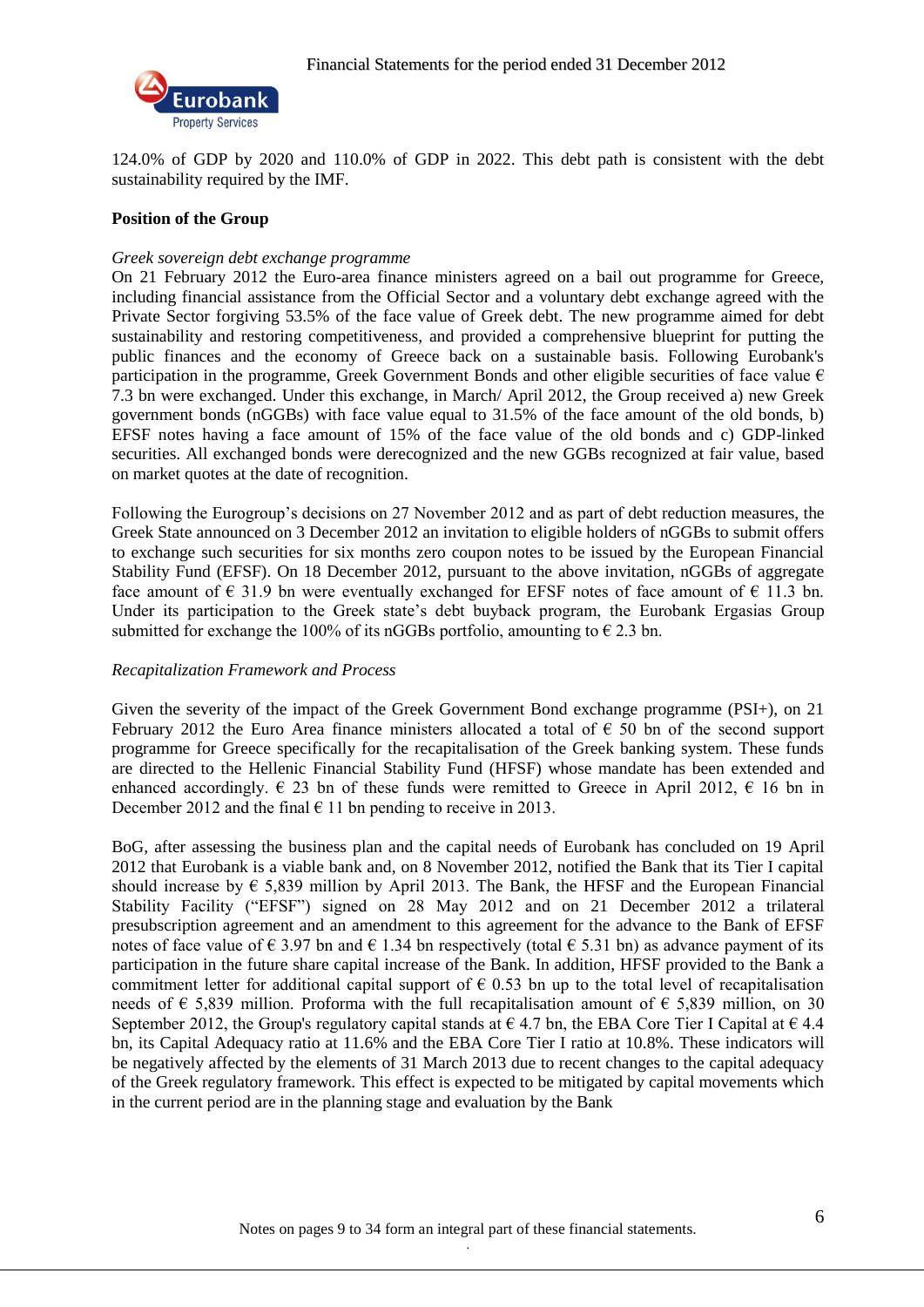124.0% of GDP by 2020 and 110.0% of GDP in 2022. This debt path is consistent with the debt sustainability required by the IMF.

**Position of the Group**

*Greek sovereign debt exchange programme*

On 21 February 2012 the Euro-area finance ministers agreed on a bail out programme for Greece, including financial assistance from the Official Sector and a voluntary debt exchange agreed with the Private Sector forgiving 53.5% of the face value of Greek debt. The new programme aimed for debt sustainability and restoring competitiveness, and provided a comprehensive blueprint for putting the public finances and the economy of Greece back on a sustainable basis. Following Eurobank's participation in the programme, Greek Government Bonds and other eligible securities of face value € 7.3 bn were exchanged. Under this exchange, in March/ April 2012, the Group received a) new Greek government bonds (nGGBs) with face value equal to 31.5% of the face amount of the old bonds, b) EFSF notes having a face amount of 15% of the face value of the old bonds and c) GDP-linked securities. All exchanged bonds were derecognized and the new GGBs recognized at fair value, based on market quotes at the date of recognition.

Following the Eurogroup's decisions on 27 November 2012 and as part of debt reduction measures, the Greek State announced on 3 December 2012 an invitation to eligible holders of nGGBs to submit offers to exchange such securities for six months zero coupon notes to be issued by the European Financial Stability Fund (EFSF). On 18 December 2012, pursuant to the above invitation, nGGBs of aggregate face amount of € 31.9 bn were eventually exchanged for EFSF notes of face amount of € 11.3 bn. Under its participation to the Greek state's debt buyback program, the Eurobank Ergasias Group submitted for exchange the 100% of its nGGBs portfolio, amounting to € 2.3 bn.

*Recapitalization Framework and Process*

Given the severity of the impact of the Greek Government Bond exchange programme (PSI+), on 21 February 2012 the Euro Area finance ministers allocated a total of € 50 bn of the second support programme for Greece specifically for the recapitalisation of the Greek banking system. These funds are directed to the Hellenic Financial Stability Fund (HFSF) whose mandate has been extended and enhanced accordingly. € 23 bn of these funds were remitted to Greece in April 2012, € 16 bn in December 2012 and the final € 11 bn pending to receive in 2013.

BoG, after assessing the business plan and the capital needs of Eurobank has concluded on 19 April 2012 that Eurobank is a viable bank and, on 8 November 2012, notified the Bank that its Tier I capital should increase by € 5,839 million by April 2013. The Bank, the HFSF and the European Financial Stability Facility ("EFSF") signed on 28 May 2012 and on 21 December 2012 a trilateral presubscription agreement and an amendment to this agreement for the advance to the Bank of EFSF notes of face value of € 3.97 bn and € 1.34 bn respectively (total € 5.31 bn) as advance payment of its participation in the future share capital increase of the Bank. In addition, HFSF provided to the Bank a commitment letter for additional capital support of € 0.53 bn up to the total level of recapitalisation needs of € 5,839 million. Proforma with the full recapitalisation amount of € 5,839 million, on 30 September 2012, the Group's regulatory capital stands at € 4.7 bn, the EBA Core Tier I Capital at € 4.4 bn, its Capital Adequacy ratio at 11.6% and the EBA Core Tier I ratio at 10.8%. These indicators will be negatively affected by the elements of 31 March 2013 due to recent changes to the capital adequacy of the Greek regulatory framework. This effect is expected to be mitigated by capital movements which in the current period are in the planning stage and evaluation by the Bank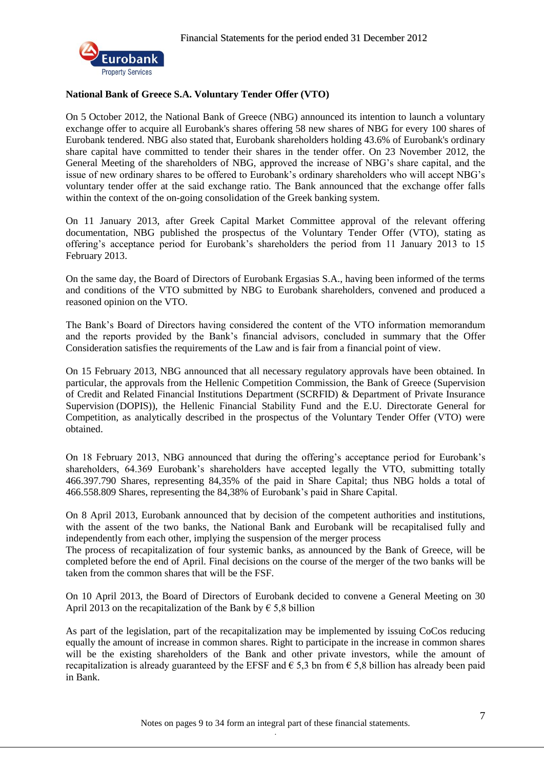**National Bank of Greece S.A. Voluntary Tender Offer (VTO)**

On 5 October 2012, the National Bank of Greece (NBG) announced its intention to launch a voluntary exchange offer to acquire all Eurobank's shares offering 58 new shares of NBG for every 100 shares of Eurobank tendered. NBG also stated that, Eurobank shareholders holding 43.6% of Eurobank's ordinary share capital have committed to tender their shares in the tender offer. On 23 November 2012, the General Meeting of the shareholders of NBG, approved the increase of NBG's share capital, and the issue of new ordinary shares to be offered to Eurobank's ordinary shareholders who will accept NBG's voluntary tender offer at the said exchange ratio. The Bank announced that the exchange offer falls within the context of the on-going consolidation of the Greek banking system.

On 11 January 2013, after Greek Capital Market Committee approval of the relevant offering documentation, NBG published the prospectus of the Voluntary Tender Offer (VTO), stating as offering's acceptance period for Eurobank's shareholders the period from 11 January 2013 to 15 February 2013.

On the same day, the Board of Directors of Eurobank Ergasias S.A., having been informed of the terms and conditions of the VTO submitted by NBG to Eurobank shareholders, convened and produced a reasoned opinion on the VTO.

The Bank's Board of Directors having considered the content of the VTO information memorandum and the reports provided by the Bank's financial advisors, concluded in summary that the Offer Consideration satisfies the requirements of the Law and is fair from a financial point of view.

On 15 February 2013, NBG announced that all necessary regulatory approvals have been obtained. In particular, the approvals from the Hellenic Competition Commission, the Bank of Greece (Supervision of Credit and Related Financial Institutions Department (SCRFID) & Department of Private Insurance Supervision (DOPIS)), the Hellenic Financial Stability Fund and the E.U. Directorate General for Competition, as analytically described in the prospectus of the Voluntary Tender Offer (VTO) were obtained.

On 18 February 2013, NBG announced that during the offering's acceptance period for Eurobank's shareholders, 64.369 Eurobank's shareholders have accepted legally the VTO, submitting totally 466.397.790 Shares, representing 84,35% of the paid in Share Capital; thus NBG holds a total of 466.558.809 Shares, representing the 84,38% of Eurobank's paid in Share Capital.

On 8 April 2013, Eurobank announced that by decision of the competent authorities and institutions, with the assent of the two banks, the National Bank and Eurobank will be recapitalised fully and independently from each other, implying the suspension of the merger process
The process of recapitalization of four systemic banks, as announced by the Bank of Greece, will be completed before the end of April. Final decisions on the course of the merger of the two banks will be taken from the common shares that will be the FSF.

On 10 April 2013, the Board of Directors of Eurobank decided to convene a General Meeting on 30 April 2013 on the recapitalization of the Bank by € 5,8 billion

As part of the legislation, part of the recapitalization may be implemented by issuing CoCos reducing equally the amount of increase in common shares. Right to participate in the increase in common shares will be the existing shareholders of the Bank and other private investors, while the amount of recapitalization is already guaranteed by the EFSF and € 5,3 bn from € 5,8 billion has already been paid in Bank.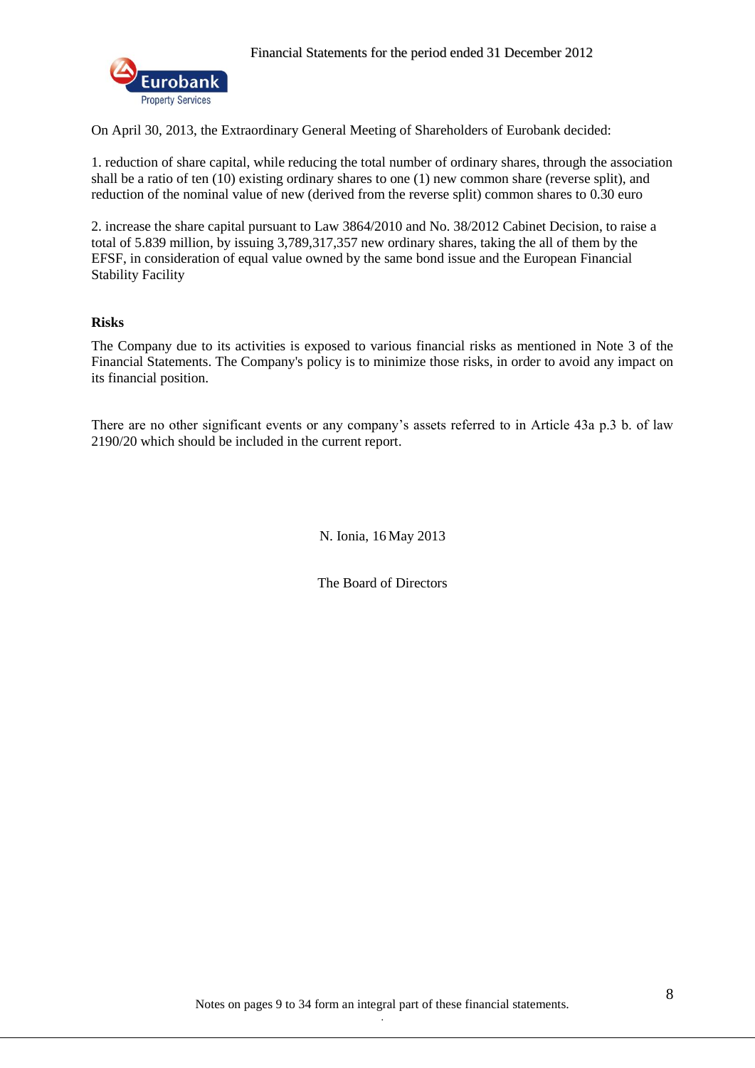On April 30, 2013, the Extraordinary General Meeting of Shareholders of Eurobank decided:

1. reduction of share capital, while reducing the total number of ordinary shares, through the association shall be a ratio of ten (10) existing ordinary shares to one (1) new common share (reverse split), and reduction of the nominal value of new (derived from the reverse split) common shares to 0.30 euro

2. increase the share capital pursuant to Law 3864/2010 and No. 38/2012 Cabinet Decision, to raise a total of 5.839 million, by issuing 3,789,317,357 new ordinary shares, taking the all of them by the EFSF, in consideration of equal value owned by the same bond issue and the European Financial Stability Facility

**Risks**

The Company due to its activities is exposed to various financial risks as mentioned in Note 3 of the Financial Statements. The Company's policy is to minimize those risks, in order to avoid any impact on its financial position.

There are no other significant events or any company's assets referred to in Article 43a p.3 b. of law 2190/20 which should be included in the current report.

N. Ionia, 16 May 2013

The Board of Directors

Notes on pages 9 to 34 form an integral part of these financial statements.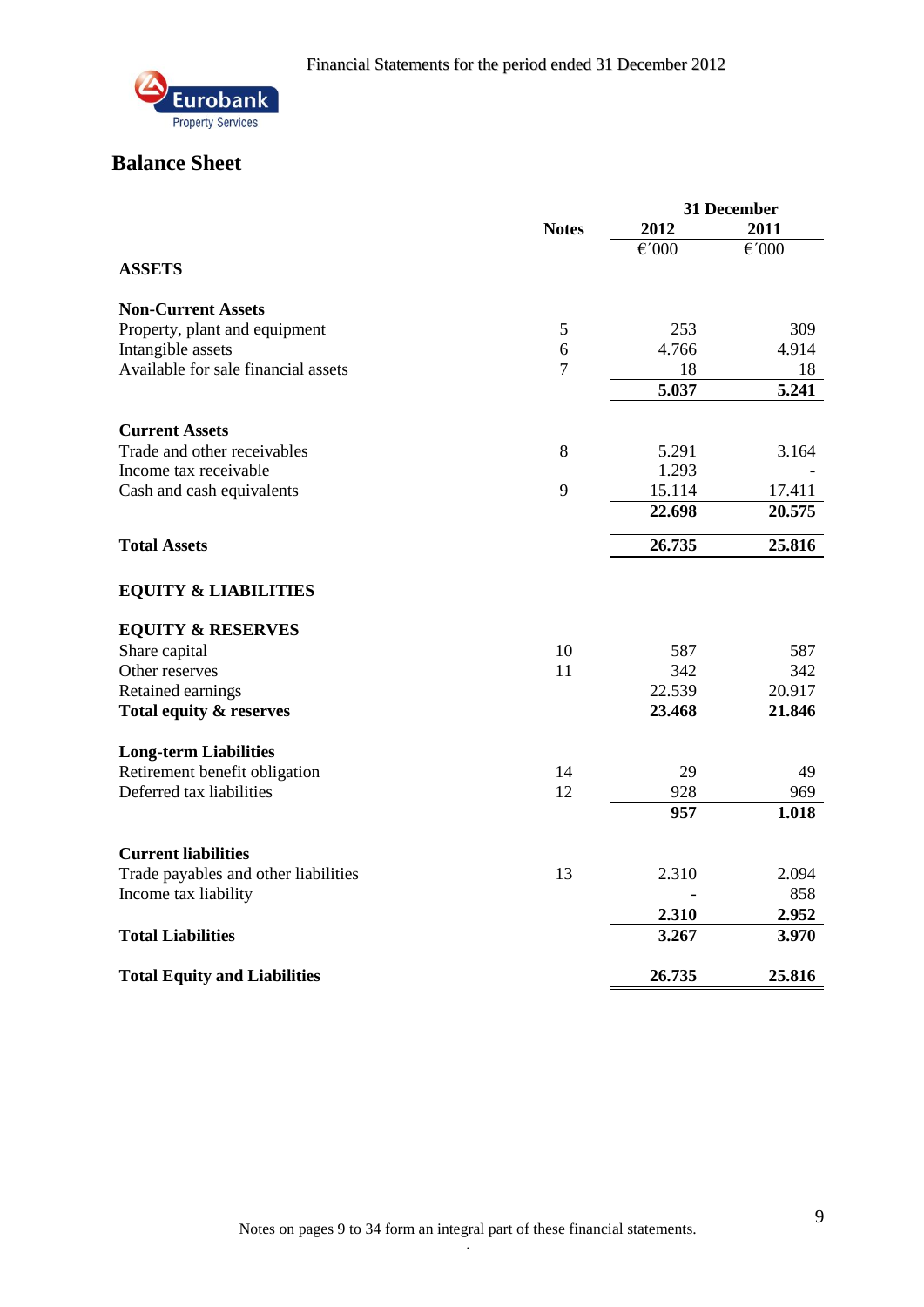# Balance Sheet

| | Notes | 31 December 2012 | 2011 |
|---|---|---|---|
| | | €´000 | €´000 |
| **ASSETS** | | | |
| **Non-Current Assets** | | | |
| Property, plant and equipment | 5 | 253 | 309 |
| Intangible assets | 6 | 4.766 | 4.914 |
| Available for sale financial assets | 7 | 18 | 18 |
| | | **5.037** | **5.241** |
| **Current Assets** | | | |
| Trade and other receivables | 8 | 5.291 | 3.164 |
| Income tax receivable | | 1.293 | - |
| Cash and cash equivalents | 9 | 15.114 | 17.411 |
| | | **22.698** | **20.575** |
| **Total Assets** | | **26.735** | **25.816** |
| **EQUITY & LIABILITIES** | | | |
| **EQUITY & RESERVES** | | | |
| Share capital | 10 | 587 | 587 |
| Other reserves | 11 | 342 | 342 |
| Retained earnings | | 22.539 | 20.917 |
| **Total equity & reserves** | | **23.468** | **21.846** |
| **Long-term Liabilities** | | | |
| Retirement benefit obligation | 14 | 29 | 49 |
| Deferred tax liabilities | 12 | 928 | 969 |
| | | **957** | **1.018** |
| **Current liabilities** | | | |
| Trade payables and other liabilities | 13 | 2.310 | 2.094 |
| Income tax liability | | - | 858 |
| | | **2.310** | **2.952** |
| **Total Liabilities** | | **3.267** | **3.970** |
| **Total Equity and Liabilities** | | **26.735** | **25.816** |

Notes on pages 9 to 34 form an integral part of these financial statements.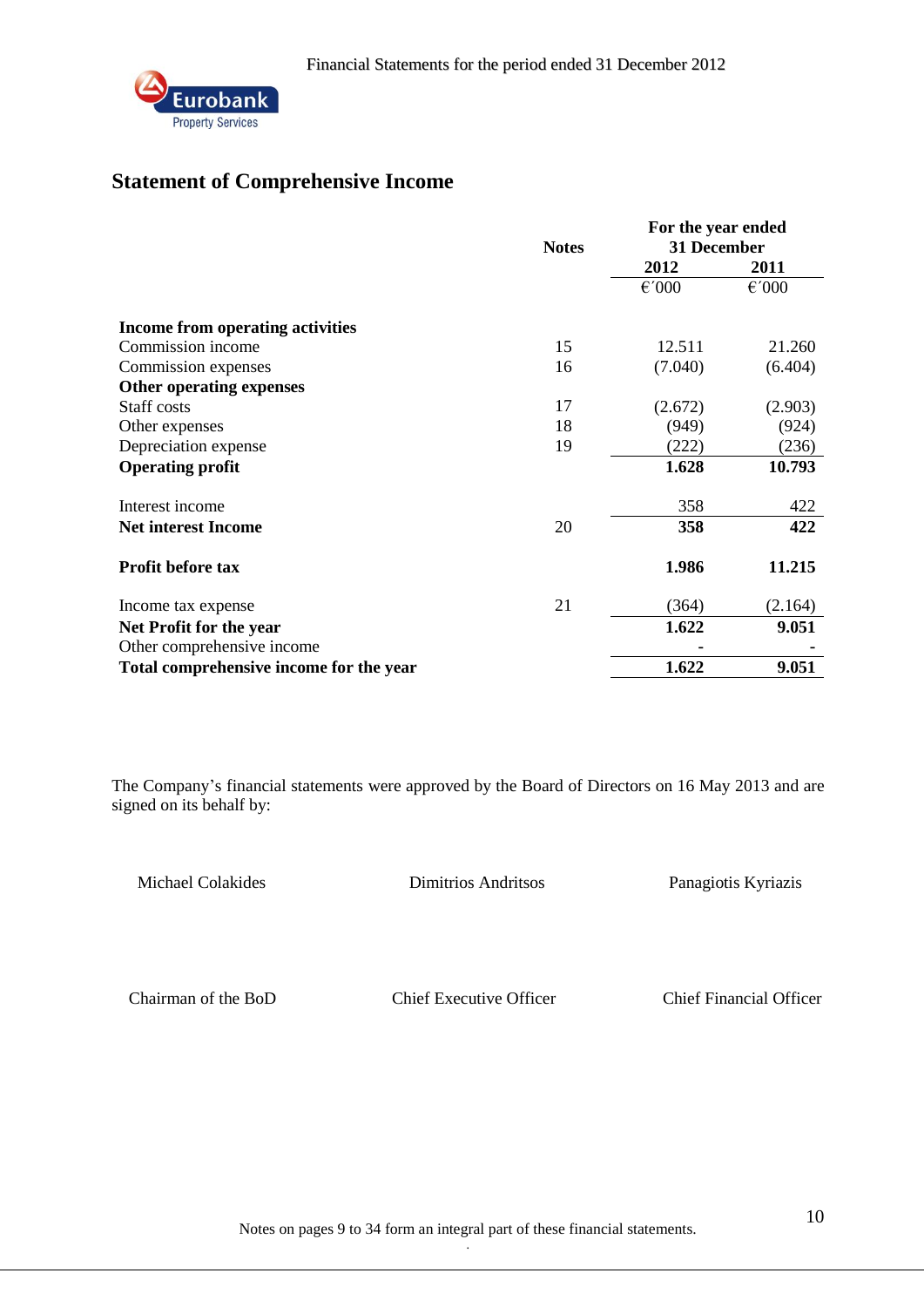## Statement of Comprehensive Income

| | Notes | For the year ended 31 December 2012 | 2011 |
|---|---|---|---|
| | | €´000 | €´000 |
| **Income from operating activities** | | | |
| Commission income | 15 | 12.511 | 21.260 |
| Commission expenses | 16 | (7.040) | (6.404) |
| **Other operating expenses** | | | |
| Staff costs | 17 | (2.672) | (2.903) |
| Other expenses | 18 | (949) | (924) |
| Depreciation expense | 19 | (222) | (236) |
| **Operating profit** | | **1.628** | **10.793** |
| Interest income | | 358 | 422 |
| **Net interest Income** | 20 | **358** | **422** |
| **Profit before tax** | | **1.986** | **11.215** |
| Income tax expense | 21 | (364) | (2.164) |
| **Net Profit for the year** | | **1.622** | **9.051** |
| Other comprehensive income | | - | - |
| **Total comprehensive income for the year** | | **1.622** | **9.051** |

The Company's financial statements were approved by the Board of Directors on 16 May 2013 and are signed on its behalf by:

| Michael Colakides | Dimitrios Andritsos | Panagiotis Kyriazis |
|---|---|---|
| Chairman of the BoD | Chief Executive Officer | Chief Financial Officer |

Notes on pages 9 to 34 form an integral part of these financial statements.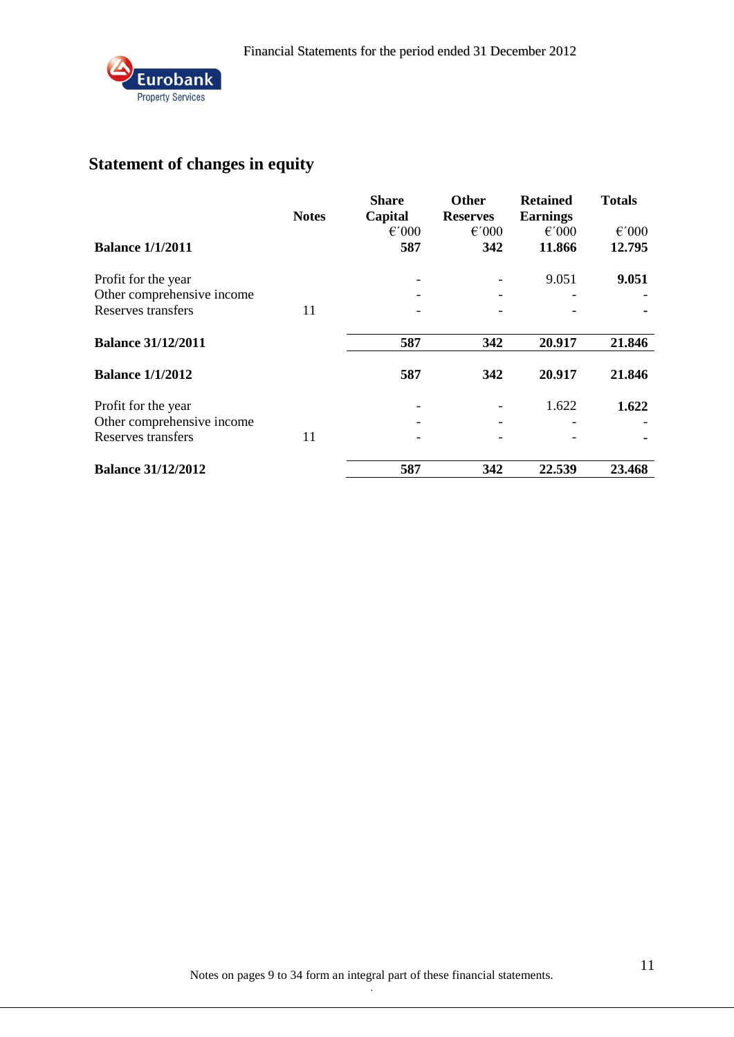## Statement of changes in equity

| | Notes | Share Capital | Other Reserves | Retained Earnings | Totals |
|---|---|---|---|---|---|
| | | €΄000 | €΄000 | €΄000 | €΄000 |
| **Balance 1/1/2011** | | **587** | **342** | **11.866** | **12.795** |
| Profit for the year | | - | - | 9.051 | **9.051** |
| Other comprehensive income | | - | - | - | - |
| Reserves transfers | 11 | - | - | - | **-** |
| **Balance 31/12/2011** | | **587** | **342** | **20.917** | **21.846** |
| **Balance 1/1/2012** | | **587** | **342** | **20.917** | **21.846** |
| Profit for the year | | - | - | 1.622 | **1.622** |
| Other comprehensive income | | - | - | - | - |
| Reserves transfers | 11 | - | - | - | **-** |
| **Balance 31/12/2012** | | **587** | **342** | **22.539** | **23.468** |

Notes on pages 9 to 34 form an integral part of these financial statements.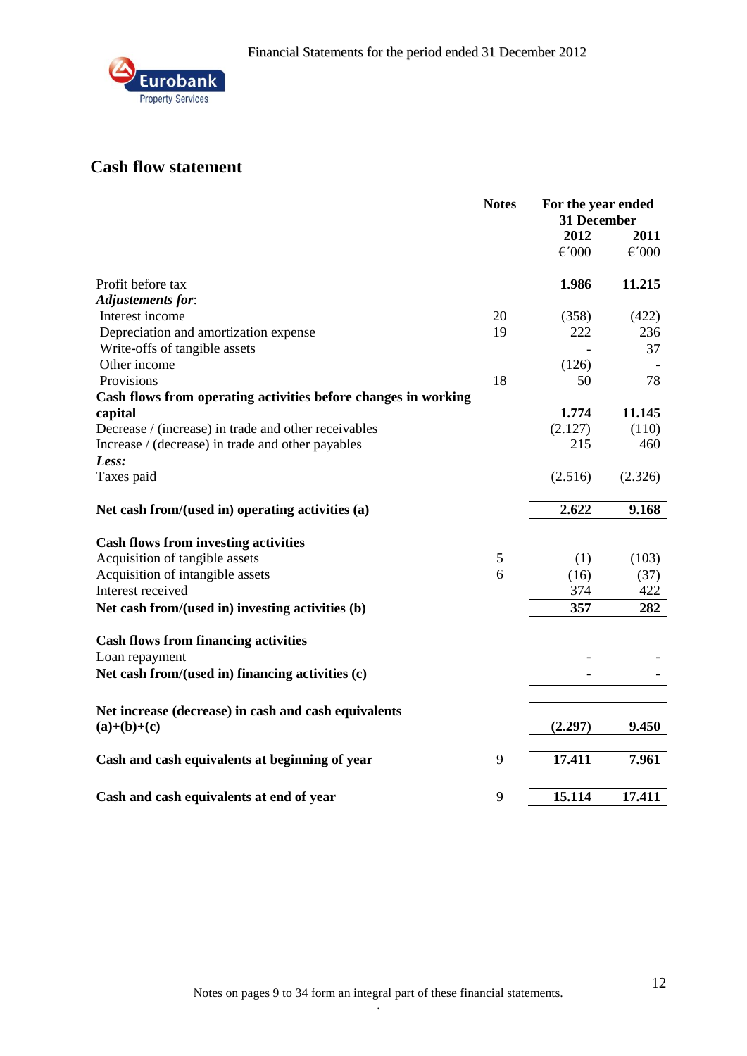## Cash flow statement

| | Notes | For the year ended 31 December 2012 €΄000 | 2011 €΄000 |
|---|---|---|---|
| Profit before tax | | **1.986** | **11.215** |
| ***Adjustements for*:** | | | |
| Interest income | 20 | (358) | (422) |
| Depreciation and amortization expense | 19 | 222 | 236 |
| Write-offs of tangible assets | | - | 37 |
| Other income | | (126) | - |
| Provisions | 18 | 50 | 78 |
| **Cash flows from operating activities before changes in working capital** | | **1.774** | **11.145** |
| Decrease / (increase) in trade and other receivables | | (2.127) | (110) |
| Increase / (decrease) in trade and other payables | | 215 | 460 |
| ***Less:*** | | | |
| Taxes paid | | (2.516) | (2.326) |
| **Net cash from/(used in) operating activities (a)** | | **2.622** | **9.168** |
| **Cash flows from investing activities** | | | |
| Acquisition of tangible assets | 5 | (1) | (103) |
| Acquisition of intangible assets | 6 | (16) | (37) |
| Interest received | | 374 | 422 |
| **Net cash from/(used in) investing activities (b)** | | **357** | **282** |
| **Cash flows from financing activities** | | | |
| Loan repayment | | - | - |
| **Net cash from/(used in) financing activities (c)** | | **-** | **-** |
| **Net increase (decrease) in cash and cash equivalents (a)+(b)+(c)** | | **(2.297)** | **9.450** |
| **Cash and cash equivalents at beginning of year** | 9 | **17.411** | **7.961** |
| **Cash and cash equivalents at end of year** | 9 | **15.114** | **17.411** |

Notes on pages 9 to 34 form an integral part of these financial statements.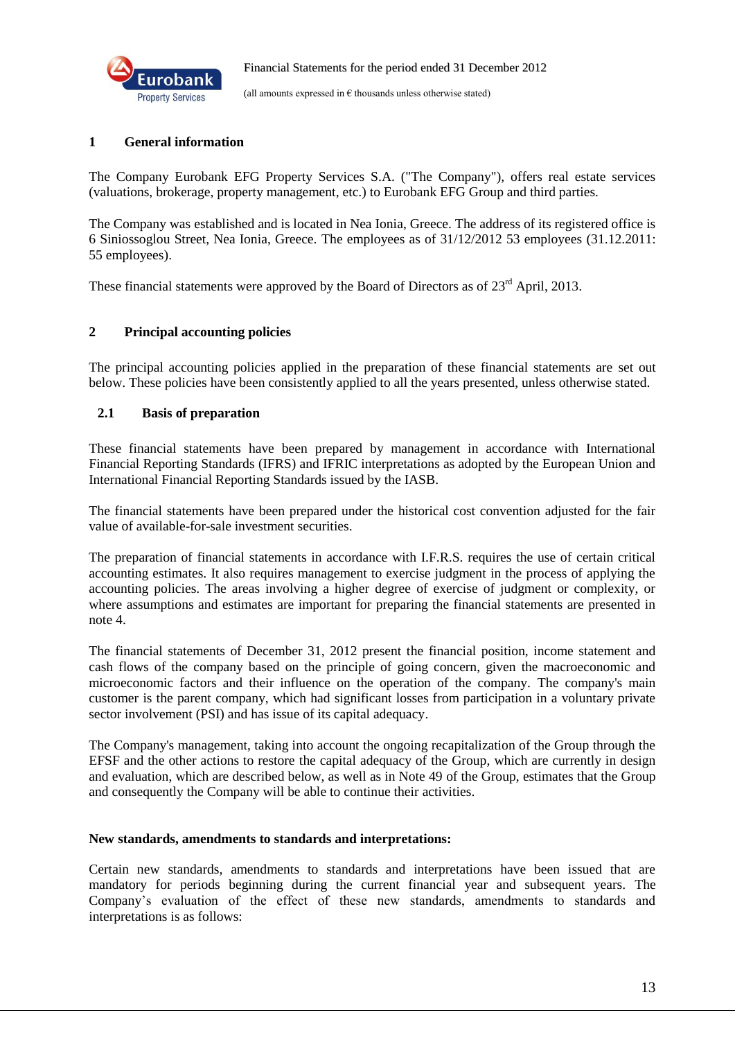## 1 General information

The Company Eurobank EFG Property Services S.A. ("The Company"), offers real estate services (valuations, brokerage, property management, etc.) to Eurobank EFG Group and third parties.

The Company was established and is located in Nea Ionia, Greece. The address of its registered office is 6 Siniossoglou Street, Nea Ionia, Greece. The employees as of 31/12/2012 53 employees (31.12.2011: 55 employees).

These financial statements were approved by the Board of Directors as of 23rd April, 2013.

## 2 Principal accounting policies

The principal accounting policies applied in the preparation of these financial statements are set out below. These policies have been consistently applied to all the years presented, unless otherwise stated.

### 2.1 Basis of preparation

These financial statements have been prepared by management in accordance with International Financial Reporting Standards (IFRS) and IFRIC interpretations as adopted by the European Union and International Financial Reporting Standards issued by the IASB.

The financial statements have been prepared under the historical cost convention adjusted for the fair value of available-for-sale investment securities.

The preparation of financial statements in accordance with I.F.R.S. requires the use of certain critical accounting estimates. It also requires management to exercise judgment in the process of applying the accounting policies. The areas involving a higher degree of exercise of judgment or complexity, or where assumptions and estimates are important for preparing the financial statements are presented in note 4.

The financial statements of December 31, 2012 present the financial position, income statement and cash flows of the company based on the principle of going concern, given the macroeconomic and microeconomic factors and their influence on the operation of the company. The company's main customer is the parent company, which had significant losses from participation in a voluntary private sector involvement (PSI) and has issue of its capital adequacy.

The Company's management, taking into account the ongoing recapitalization of the Group through the EFSF and the other actions to restore the capital adequacy of the Group, which are currently in design and evaluation, which are described below, as well as in Note 49 of the Group, estimates that the Group and consequently the Company will be able to continue their activities.

**New standards, amendments to standards and interpretations:**

Certain new standards, amendments to standards and interpretations have been issued that are mandatory for periods beginning during the current financial year and subsequent years. The Company's evaluation of the effect of these new standards, amendments to standards and interpretations is as follows: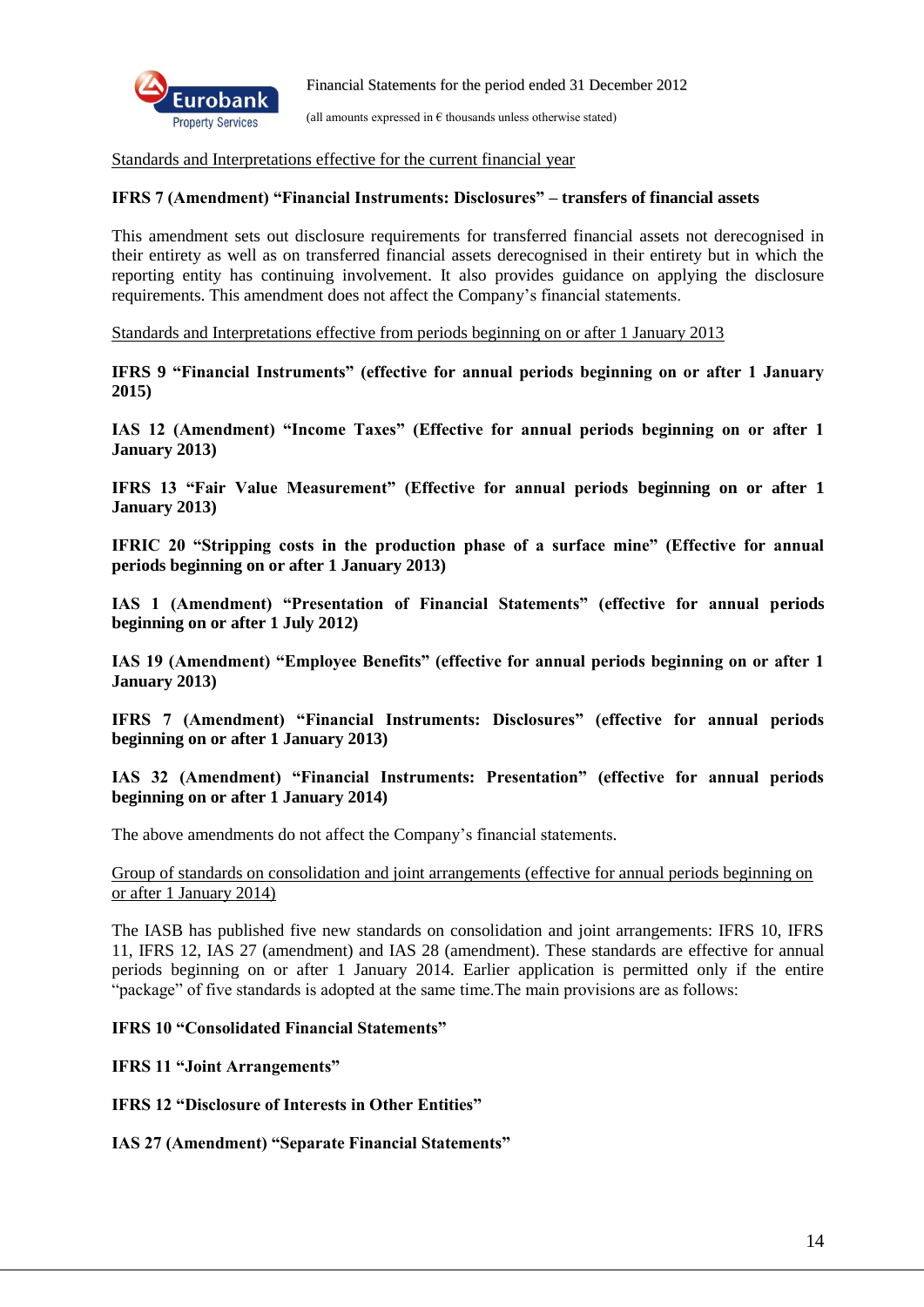Standards and Interpretations effective for the current financial year

**IFRS 7 (Amendment) "Financial Instruments: Disclosures" – transfers of financial assets**

This amendment sets out disclosure requirements for transferred financial assets not derecognised in their entirety as well as on transferred financial assets derecognised in their entirety but in which the reporting entity has continuing involvement. It also provides guidance on applying the disclosure requirements. This amendment does not affect the Company's financial statements.

Standards and Interpretations effective from periods beginning on or after 1 January 2013

**IFRS 9 "Financial Instruments" (effective for annual periods beginning on or after 1 January 2015)**

**IAS 12 (Amendment) "Income Taxes" (Effective for annual periods beginning on or after 1 January 2013)**

**IFRS 13 "Fair Value Measurement" (Effective for annual periods beginning on or after 1 January 2013)**

**IFRIC 20 "Stripping costs in the production phase of a surface mine" (Effective for annual periods beginning on or after 1 January 2013)**

**IAS 1 (Amendment) "Presentation of Financial Statements" (effective for annual periods beginning on or after 1 July 2012)**

**IAS 19 (Amendment) "Employee Benefits" (effective for annual periods beginning on or after 1 January 2013)**

**IFRS 7 (Amendment) "Financial Instruments: Disclosures" (effective for annual periods beginning on or after 1 January 2013)**

**IAS 32 (Amendment) "Financial Instruments: Presentation" (effective for annual periods beginning on or after 1 January 2014)**

The above amendments do not affect the Company's financial statements.

Group of standards on consolidation and joint arrangements (effective for annual periods beginning on or after 1 January 2014)

The IASB has published five new standards on consolidation and joint arrangements: IFRS 10, IFRS 11, IFRS 12, IAS 27 (amendment) and IAS 28 (amendment). These standards are effective for annual periods beginning on or after 1 January 2014. Earlier application is permitted only if the entire "package" of five standards is adopted at the same time.The main provisions are as follows:

**IFRS 10 "Consolidated Financial Statements"**

**IFRS 11 "Joint Arrangements"**

**IFRS 12 "Disclosure of Interests in Other Entities"**

**IAS 27 (Amendment) "Separate Financial Statements"**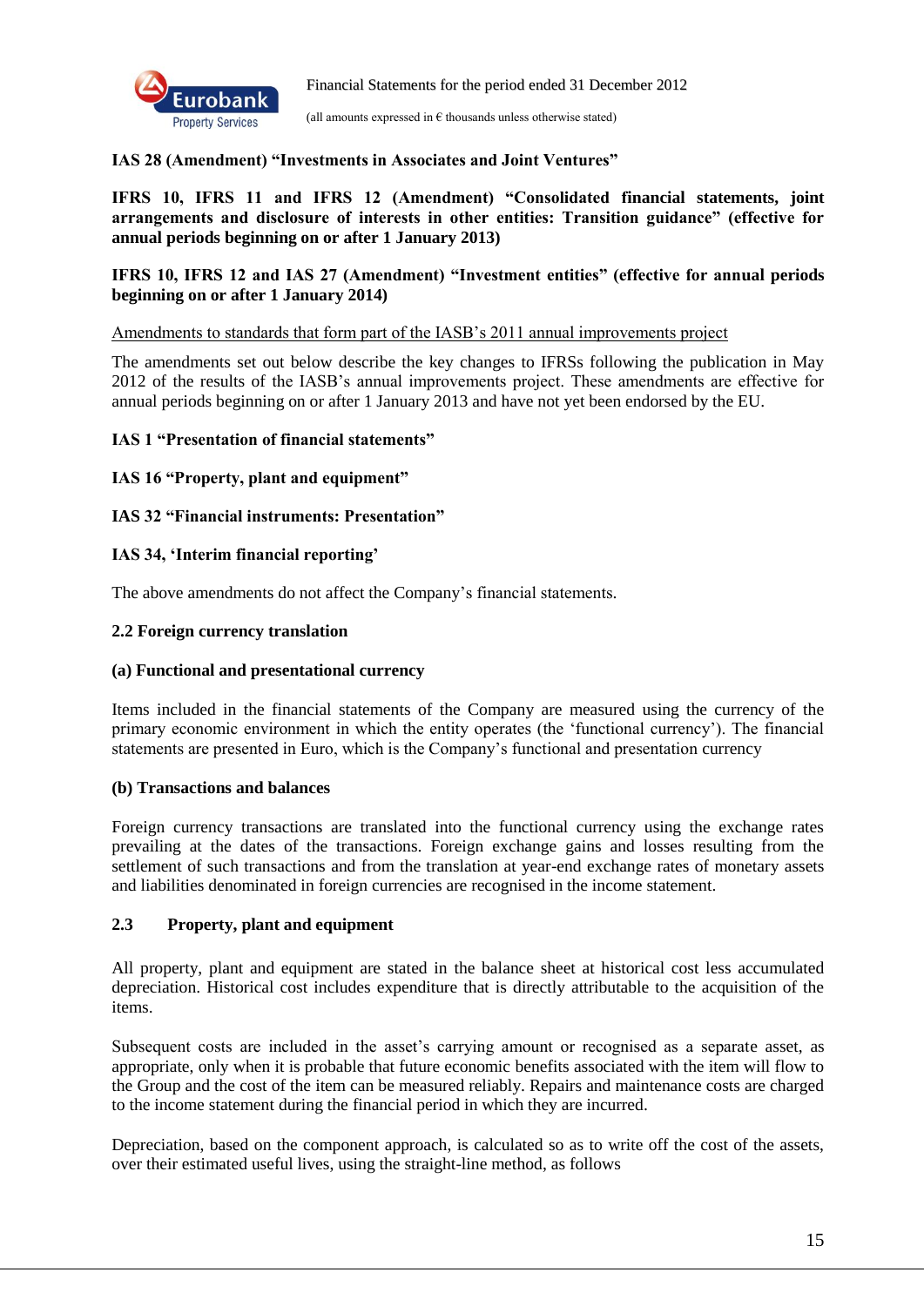**IAS 28 (Amendment) “Investments in Associates and Joint Ventures”**

**IFRS 10, IFRS 11 and IFRS 12 (Amendment) “Consolidated financial statements, joint arrangements and disclosure of interests in other entities: Transition guidance” (effective for annual periods beginning on or after 1 January 2013)**

**IFRS 10, IFRS 12 and IAS 27 (Amendment) “Investment entities” (effective for annual periods beginning on or after 1 January 2014)**

<u>Amendments to standards that form part of the IASB’s 2011 annual improvements project</u>

The amendments set out below describe the key changes to IFRSs following the publication in May 2012 of the results of the IASB’s annual improvements project. These amendments are effective for annual periods beginning on or after 1 January 2013 and have not yet been endorsed by the EU.

**IAS 1 “Presentation of financial statements”**

**IAS 16 “Property, plant and equipment”**

**IAS 32 “Financial instruments: Presentation”**

**IAS 34, ‘Interim financial reporting’**

The above amendments do not affect the Company’s financial statements.

## 2.2 Foreign currency translation

### (a) Functional and presentational currency

Items included in the financial statements of the Company are measured using the currency of the primary economic environment in which the entity operates (the ‘functional currency’). The financial statements are presented in Euro, which is the Company’s functional and presentation currency

### (b) Transactions and balances

Foreign currency transactions are translated into the functional currency using the exchange rates prevailing at the dates of the transactions. Foreign exchange gains and losses resulting from the settlement of such transactions and from the translation at year-end exchange rates of monetary assets and liabilities denominated in foreign currencies are recognised in the income statement.

## 2.3 Property, plant and equipment

All property, plant and equipment are stated in the balance sheet at historical cost less accumulated depreciation. Historical cost includes expenditure that is directly attributable to the acquisition of the items.

Subsequent costs are included in the asset’s carrying amount or recognised as a separate asset, as appropriate, only when it is probable that future economic benefits associated with the item will flow to the Group and the cost of the item can be measured reliably. Repairs and maintenance costs are charged to the income statement during the financial period in which they are incurred.

Depreciation, based on the component approach, is calculated so as to write off the cost of the assets, over their estimated useful lives, using the straight-line method, as follows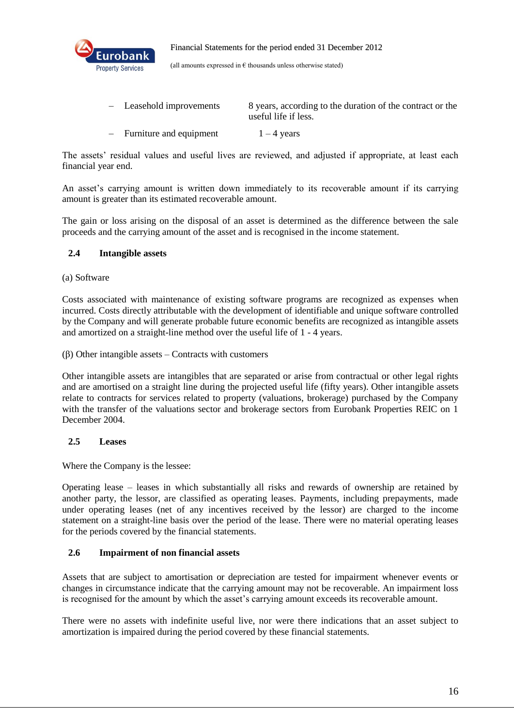- Leasehold improvements — 8 years, according to the duration of the contract or the useful life if less.
- Furniture and equipment — 1 – 4 years

The assets' residual values and useful lives are reviewed, and adjusted if appropriate, at least each financial year end.

An asset's carrying amount is written down immediately to its recoverable amount if its carrying amount is greater than its estimated recoverable amount.

The gain or loss arising on the disposal of an asset is determined as the difference between the sale proceeds and the carrying amount of the asset and is recognised in the income statement.

## 2.4 Intangible assets

(a) Software

Costs associated with maintenance of existing software programs are recognized as expenses when incurred. Costs directly attributable with the development of identifiable and unique software controlled by the Company and will generate probable future economic benefits are recognized as intangible assets and amortized on a straight-line method over the useful life of 1 - 4 years.

(β) Other intangible assets – Contracts with customers

Other intangible assets are intangibles that are separated or arise from contractual or other legal rights and are amortised on a straight line during the projected useful life (fifty years). Other intangible assets relate to contracts for services related to property (valuations, brokerage) purchased by the Company with the transfer of the valuations sector and brokerage sectors from Eurobank Properties REIC on 1 December 2004.

## 2.5 Leases

Where the Company is the lessee:

Operating lease – leases in which substantially all risks and rewards of ownership are retained by another party, the lessor, are classified as operating leases. Payments, including prepayments, made under operating leases (net of any incentives received by the lessor) are charged to the income statement on a straight-line basis over the period of the lease. There were no material operating leases for the periods covered by the financial statements.

## 2.6 Impairment of non financial assets

Assets that are subject to amortisation or depreciation are tested for impairment whenever events or changes in circumstance indicate that the carrying amount may not be recoverable. An impairment loss is recognised for the amount by which the asset's carrying amount exceeds its recoverable amount.

There were no assets with indefinite useful live, nor were there indications that an asset subject to amortization is impaired during the period covered by these financial statements.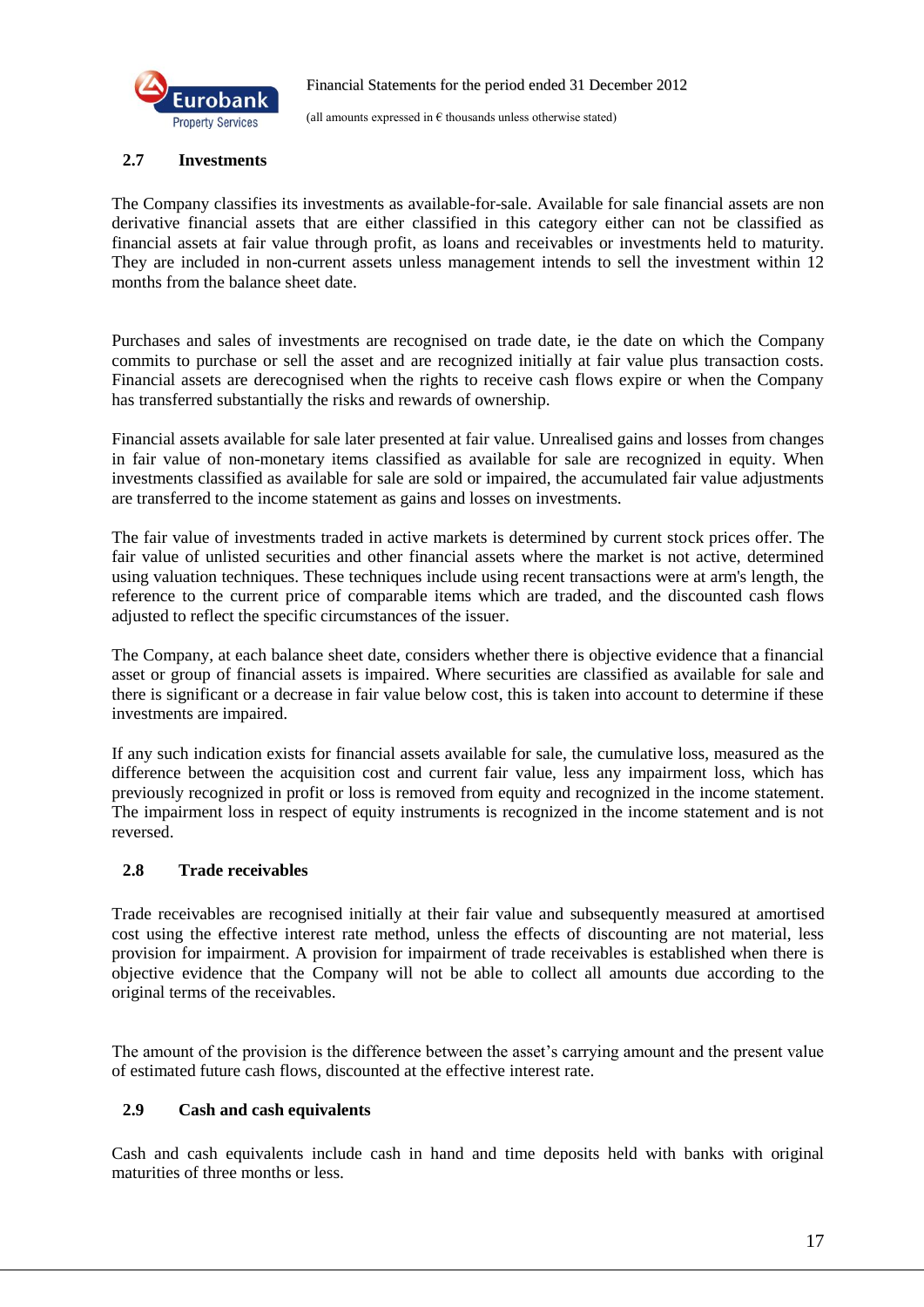### 2.7 Investments

The Company classifies its investments as available-for-sale. Available for sale financial assets are non derivative financial assets that are either classified in this category either can not be classified as financial assets at fair value through profit, as loans and receivables or investments held to maturity. They are included in non-current assets unless management intends to sell the investment within 12 months from the balance sheet date.

Purchases and sales of investments are recognised on trade date, ie the date on which the Company commits to purchase or sell the asset and are recognized initially at fair value plus transaction costs. Financial assets are derecognised when the rights to receive cash flows expire or when the Company has transferred substantially the risks and rewards of ownership.

Financial assets available for sale later presented at fair value. Unrealised gains and losses from changes in fair value of non-monetary items classified as available for sale are recognized in equity. When investments classified as available for sale are sold or impaired, the accumulated fair value adjustments are transferred to the income statement as gains and losses on investments.

The fair value of investments traded in active markets is determined by current stock prices offer. The fair value of unlisted securities and other financial assets where the market is not active, determined using valuation techniques. These techniques include using recent transactions were at arm's length, the reference to the current price of comparable items which are traded, and the discounted cash flows adjusted to reflect the specific circumstances of the issuer.

The Company, at each balance sheet date, considers whether there is objective evidence that a financial asset or group of financial assets is impaired. Where securities are classified as available for sale and there is significant or a decrease in fair value below cost, this is taken into account to determine if these investments are impaired.

If any such indication exists for financial assets available for sale, the cumulative loss, measured as the difference between the acquisition cost and current fair value, less any impairment loss, which has previously recognized in profit or loss is removed from equity and recognized in the income statement. The impairment loss in respect of equity instruments is recognized in the income statement and is not reversed.

### 2.8 Trade receivables

Trade receivables are recognised initially at their fair value and subsequently measured at amortised cost using the effective interest rate method, unless the effects of discounting are not material, less provision for impairment. A provision for impairment of trade receivables is established when there is objective evidence that the Company will not be able to collect all amounts due according to the original terms of the receivables.

The amount of the provision is the difference between the asset's carrying amount and the present value of estimated future cash flows, discounted at the effective interest rate.

### 2.9 Cash and cash equivalents

Cash and cash equivalents include cash in hand and time deposits held with banks with original maturities of three months or less.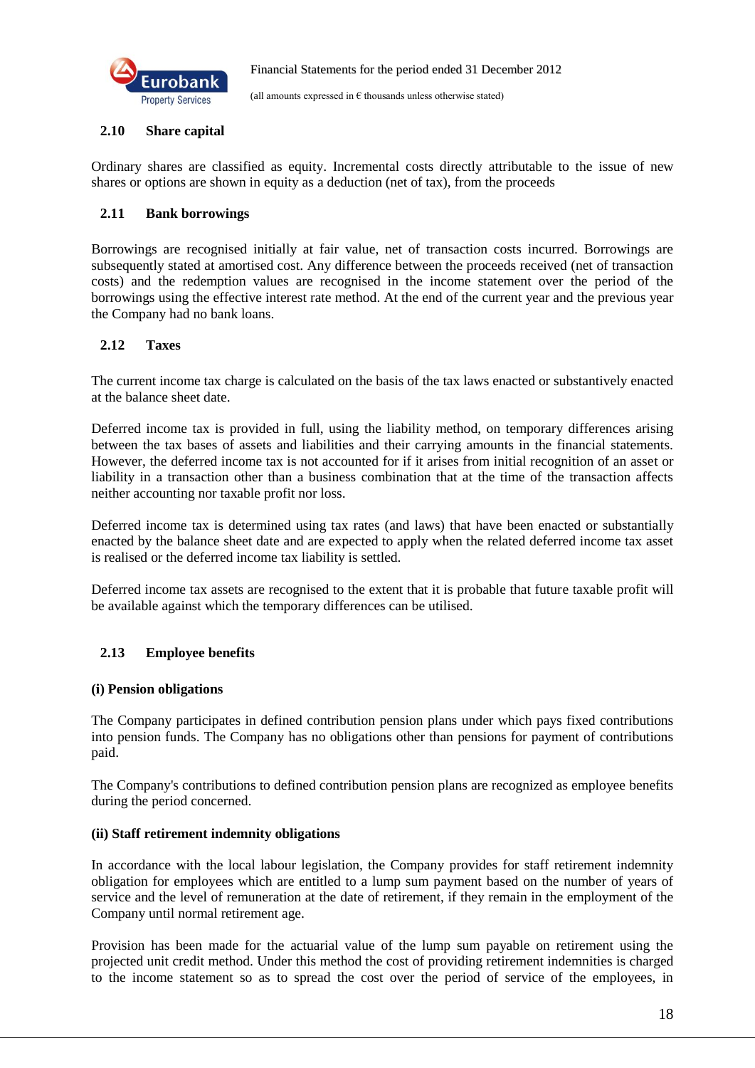## 2.10 Share capital

Ordinary shares are classified as equity. Incremental costs directly attributable to the issue of new shares or options are shown in equity as a deduction (net of tax), from the proceeds

## 2.11 Bank borrowings

Borrowings are recognised initially at fair value, net of transaction costs incurred. Borrowings are subsequently stated at amortised cost. Any difference between the proceeds received (net of transaction costs) and the redemption values are recognised in the income statement over the period of the borrowings using the effective interest rate method. At the end of the current year and the previous year the Company had no bank loans.

## 2.12 Taxes

The current income tax charge is calculated on the basis of the tax laws enacted or substantively enacted at the balance sheet date.

Deferred income tax is provided in full, using the liability method, on temporary differences arising between the tax bases of assets and liabilities and their carrying amounts in the financial statements. However, the deferred income tax is not accounted for if it arises from initial recognition of an asset or liability in a transaction other than a business combination that at the time of the transaction affects neither accounting nor taxable profit nor loss.

Deferred income tax is determined using tax rates (and laws) that have been enacted or substantially enacted by the balance sheet date and are expected to apply when the related deferred income tax asset is realised or the deferred income tax liability is settled.

Deferred income tax assets are recognised to the extent that it is probable that future taxable profit will be available against which the temporary differences can be utilised.

## 2.13 Employee benefits

**(i) Pension obligations**

The Company participates in defined contribution pension plans under which pays fixed contributions into pension funds. The Company has no obligations other than pensions for payment of contributions paid.

The Company's contributions to defined contribution pension plans are recognized as employee benefits during the period concerned.

**(ii) Staff retirement indemnity obligations**

In accordance with the local labour legislation, the Company provides for staff retirement indemnity obligation for employees which are entitled to a lump sum payment based on the number of years of service and the level of remuneration at the date of retirement, if they remain in the employment of the Company until normal retirement age.

Provision has been made for the actuarial value of the lump sum payable on retirement using the projected unit credit method. Under this method the cost of providing retirement indemnities is charged to the income statement so as to spread the cost over the period of service of the employees, in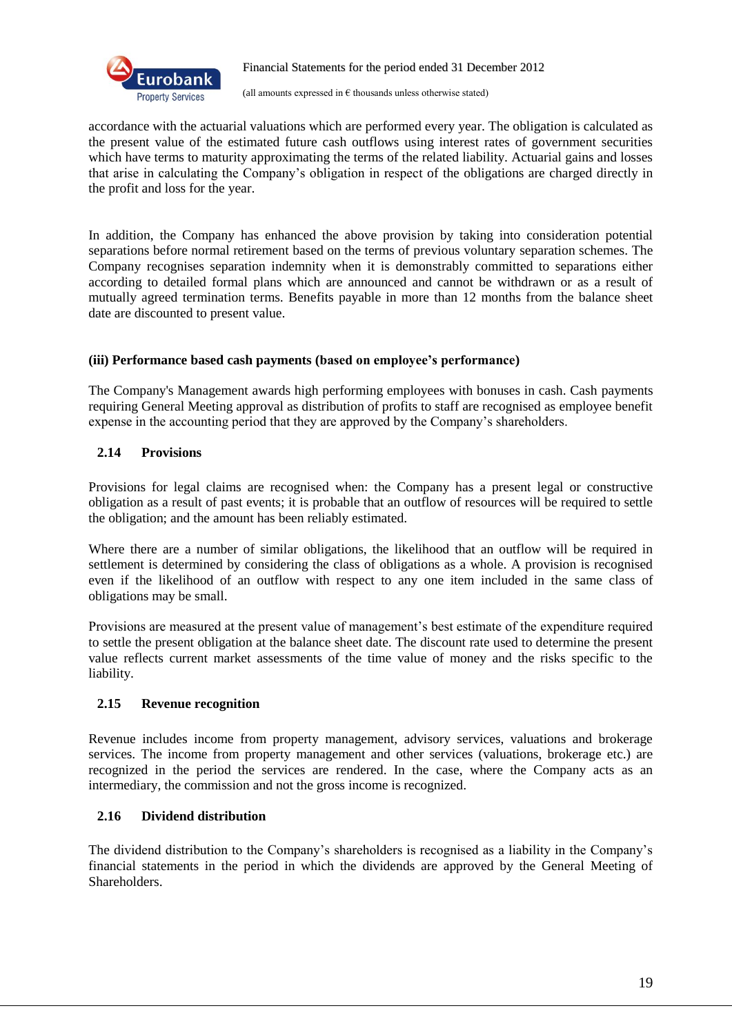accordance with the actuarial valuations which are performed every year. The obligation is calculated as the present value of the estimated future cash outflows using interest rates of government securities which have terms to maturity approximating the terms of the related liability. Actuarial gains and losses that arise in calculating the Company's obligation in respect of the obligations are charged directly in the profit and loss for the year.

In addition, the Company has enhanced the above provision by taking into consideration potential separations before normal retirement based on the terms of previous voluntary separation schemes. The Company recognises separation indemnity when it is demonstrably committed to separations either according to detailed formal plans which are announced and cannot be withdrawn or as a result of mutually agreed termination terms. Benefits payable in more than 12 months from the balance sheet date are discounted to present value.

**(iii) Performance based cash payments (based on employee's performance)**

The Company's Management awards high performing employees with bonuses in cash. Cash payments requiring General Meeting approval as distribution of profits to staff are recognised as employee benefit expense in the accounting period that they are approved by the Company's shareholders.

## 2.14 Provisions

Provisions for legal claims are recognised when: the Company has a present legal or constructive obligation as a result of past events; it is probable that an outflow of resources will be required to settle the obligation; and the amount has been reliably estimated.

Where there are a number of similar obligations, the likelihood that an outflow will be required in settlement is determined by considering the class of obligations as a whole. A provision is recognised even if the likelihood of an outflow with respect to any one item included in the same class of obligations may be small.

Provisions are measured at the present value of management's best estimate of the expenditure required to settle the present obligation at the balance sheet date. The discount rate used to determine the present value reflects current market assessments of the time value of money and the risks specific to the liability.

## 2.15 Revenue recognition

Revenue includes income from property management, advisory services, valuations and brokerage services. The income from property management and other services (valuations, brokerage etc.) are recognized in the period the services are rendered. In the case, where the Company acts as an intermediary, the commission and not the gross income is recognized.

## 2.16 Dividend distribution

The dividend distribution to the Company's shareholders is recognised as a liability in the Company's financial statements in the period in which the dividends are approved by the General Meeting of Shareholders.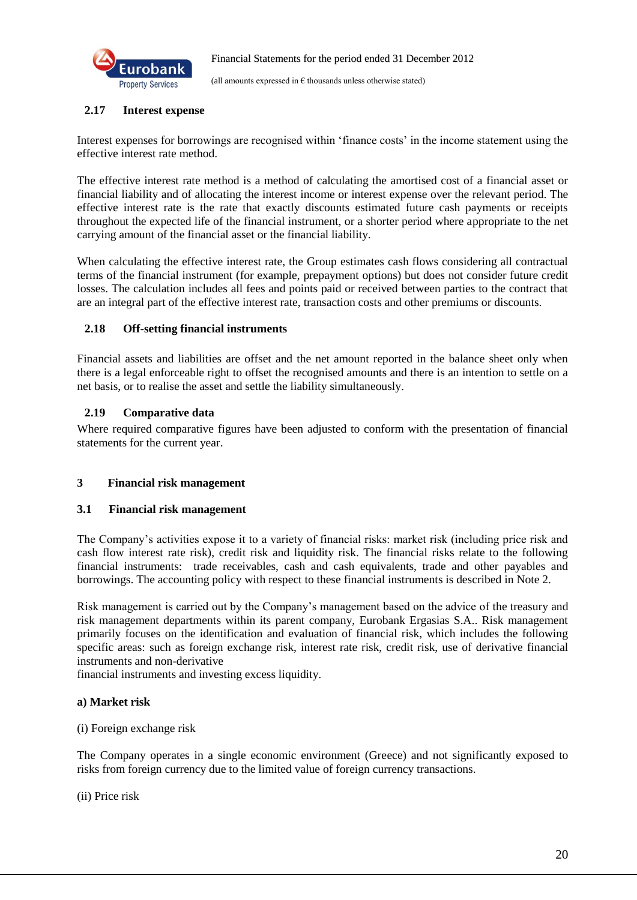### 2.17 Interest expense

Interest expenses for borrowings are recognised within 'finance costs' in the income statement using the effective interest rate method.

The effective interest rate method is a method of calculating the amortised cost of a financial asset or financial liability and of allocating the interest income or interest expense over the relevant period. The effective interest rate is the rate that exactly discounts estimated future cash payments or receipts throughout the expected life of the financial instrument, or a shorter period where appropriate to the net carrying amount of the financial asset or the financial liability.

When calculating the effective interest rate, the Group estimates cash flows considering all contractual terms of the financial instrument (for example, prepayment options) but does not consider future credit losses. The calculation includes all fees and points paid or received between parties to the contract that are an integral part of the effective interest rate, transaction costs and other premiums or discounts.

### 2.18 Off-setting financial instruments

Financial assets and liabilities are offset and the net amount reported in the balance sheet only when there is a legal enforceable right to offset the recognised amounts and there is an intention to settle on a net basis, or to realise the asset and settle the liability simultaneously.

### 2.19 Comparative data

Where required comparative figures have been adjusted to conform with the presentation of financial statements for the current year.

## 3 Financial risk management

### 3.1 Financial risk management

The Company's activities expose it to a variety of financial risks: market risk (including price risk and cash flow interest rate risk), credit risk and liquidity risk. The financial risks relate to the following financial instruments: trade receivables, cash and cash equivalents, trade and other payables and borrowings. The accounting policy with respect to these financial instruments is described in Note 2.

Risk management is carried out by the Company's management based on the advice of the treasury and risk management departments within its parent company, Eurobank Ergasias S.A.. Risk management primarily focuses on the identification and evaluation of financial risk, which includes the following specific areas: such as foreign exchange risk, interest rate risk, credit risk, use of derivative financial instruments and non-derivative
financial instruments and investing excess liquidity.

**a) Market risk**

(i) Foreign exchange risk

The Company operates in a single economic environment (Greece) and not significantly exposed to risks from foreign currency due to the limited value of foreign currency transactions.

(ii) Price risk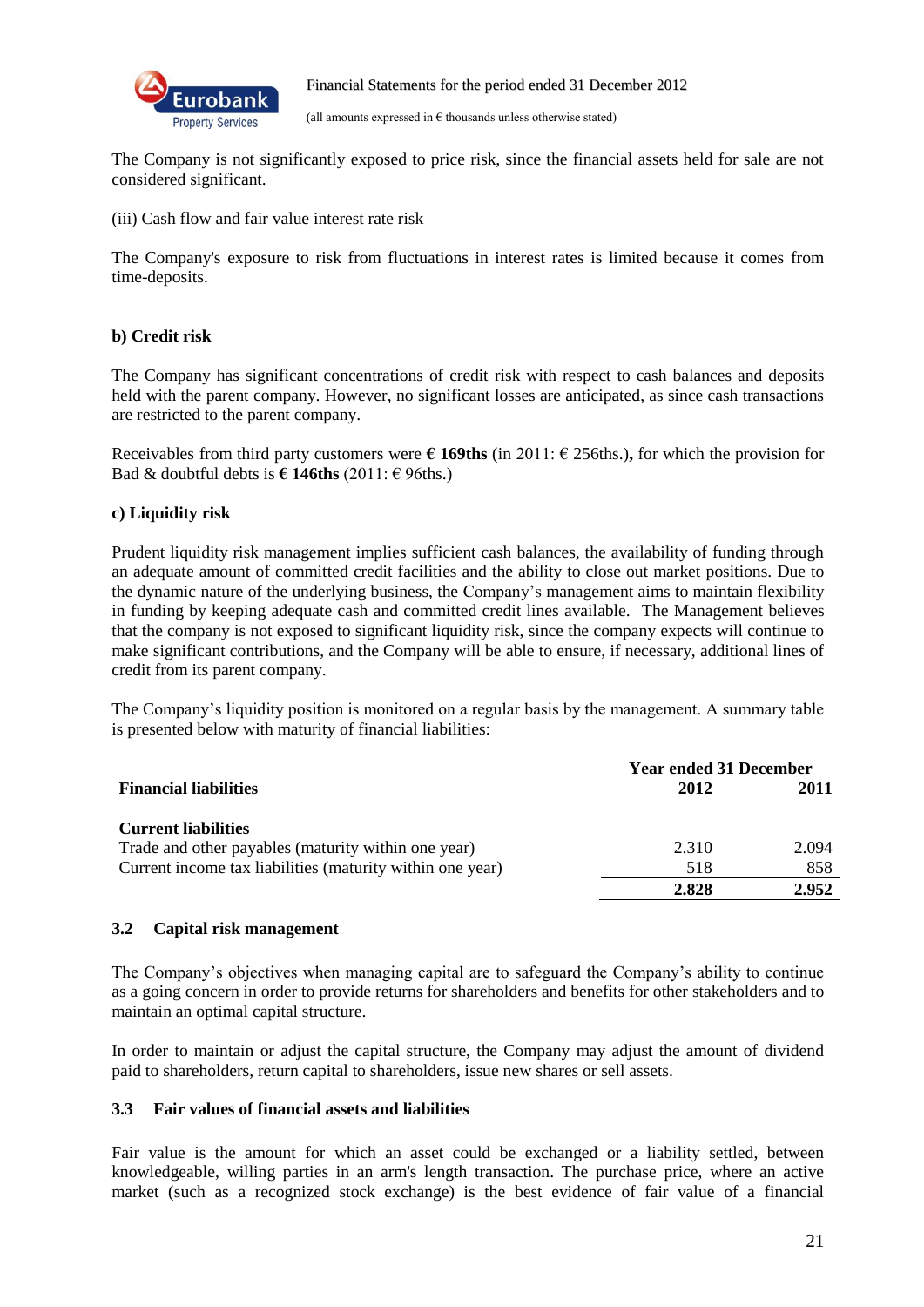The Company is not significantly exposed to price risk, since the financial assets held for sale are not considered significant.

(iii) Cash flow and fair value interest rate risk

The Company's exposure to risk from fluctuations in interest rates is limited because it comes from time-deposits.

**b) Credit risk**

The Company has significant concentrations of credit risk with respect to cash balances and deposits held with the parent company. However, no significant losses are anticipated, as since cash transactions are restricted to the parent company.

Receivables from third party customers were **€ 169ths** (in 2011: € 256ths.)**,** for which the provision for Bad & doubtful debts is **€ 146ths** (2011: € 96ths.)

**c) Liquidity risk**

Prudent liquidity risk management implies sufficient cash balances, the availability of funding through an adequate amount of committed credit facilities and the ability to close out market positions. Due to the dynamic nature of the underlying business, the Company's management aims to maintain flexibility in funding by keeping adequate cash and committed credit lines available. The Management believes that the company is not exposed to significant liquidity risk, since the company expects will continue to make significant contributions, and the Company will be able to ensure, if necessary, additional lines of credit from its parent company.

The Company's liquidity position is monitored on a regular basis by the management. A summary table is presented below with maturity of financial liabilities:

| | **Year ended 31 December** | |
|---|---|---|
| **Financial liabilities** | **2012** | **2011** |
| **Current liabilities** | | |
| Trade and other payables (maturity within one year) | 2.310 | 2.094 |
| Current income tax liabilities (maturity within one year) | 518 | 858 |
| | **2.828** | **2.952** |

## 3.2 Capital risk management

The Company's objectives when managing capital are to safeguard the Company's ability to continue as a going concern in order to provide returns for shareholders and benefits for other stakeholders and to maintain an optimal capital structure.

In order to maintain or adjust the capital structure, the Company may adjust the amount of dividend paid to shareholders, return capital to shareholders, issue new shares or sell assets.

## 3.3 Fair values of financial assets and liabilities

Fair value is the amount for which an asset could be exchanged or a liability settled, between knowledgeable, willing parties in an arm's length transaction. The purchase price, where an active market (such as a recognized stock exchange) is the best evidence of fair value of a financial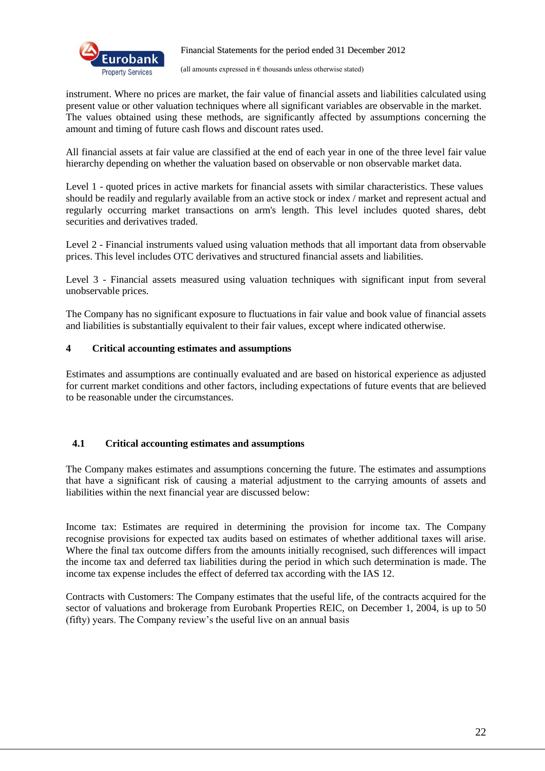instrument. Where no prices are market, the fair value of financial assets and liabilities calculated using present value or other valuation techniques where all significant variables are observable in the market. The values obtained using these methods, are significantly affected by assumptions concerning the amount and timing of future cash flows and discount rates used.

All financial assets at fair value are classified at the end of each year in one of the three level fair value hierarchy depending on whether the valuation based on observable or non observable market data.

Level 1 - quoted prices in active markets for financial assets with similar characteristics. These values should be readily and regularly available from an active stock or index / market and represent actual and regularly occurring market transactions on arm's length. This level includes quoted shares, debt securities and derivatives traded.

Level 2 - Financial instruments valued using valuation methods that all important data from observable prices. This level includes OTC derivatives and structured financial assets and liabilities.

Level 3 - Financial assets measured using valuation techniques with significant input from several unobservable prices.

The Company has no significant exposure to fluctuations in fair value and book value of financial assets and liabilities is substantially equivalent to their fair values, except where indicated otherwise.

## 4 Critical accounting estimates and assumptions

Estimates and assumptions are continually evaluated and are based on historical experience as adjusted for current market conditions and other factors, including expectations of future events that are believed to be reasonable under the circumstances.

### 4.1 Critical accounting estimates and assumptions

The Company makes estimates and assumptions concerning the future. The estimates and assumptions that have a significant risk of causing a material adjustment to the carrying amounts of assets and liabilities within the next financial year are discussed below:

Income tax: Estimates are required in determining the provision for income tax. The Company recognise provisions for expected tax audits based on estimates of whether additional taxes will arise. Where the final tax outcome differs from the amounts initially recognised, such differences will impact the income tax and deferred tax liabilities during the period in which such determination is made. The income tax expense includes the effect of deferred tax according with the IAS 12.

Contracts with Customers: The Company estimates that the useful life, of the contracts acquired for the sector of valuations and brokerage from Eurobank Properties REIC, on December 1, 2004, is up to 50 (fifty) years. The Company review's the useful live on an annual basis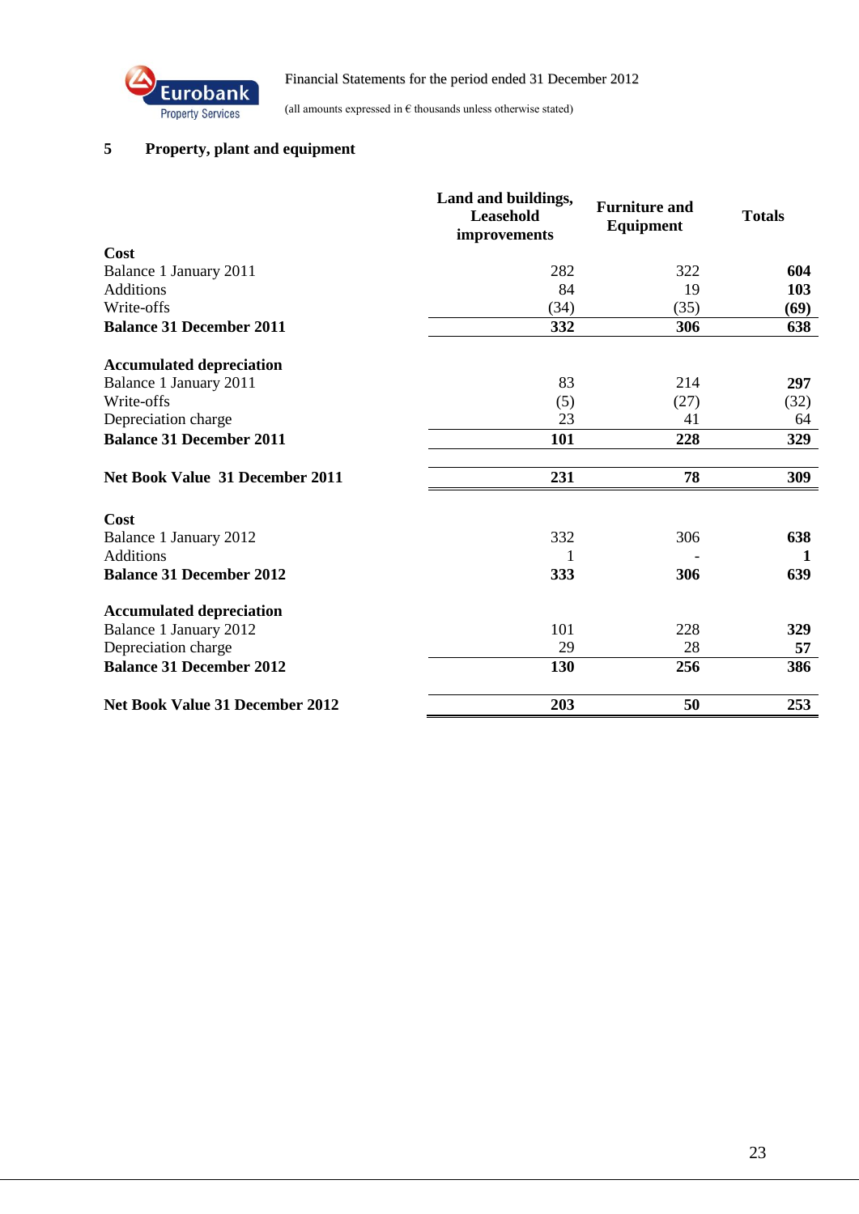## 5 Property, plant and equipment

| | Land and buildings, Leasehold improvements | Furniture and Equipment | Totals |
|---|---|---|---|
| **Cost** | | | |
| Balance 1 January 2011 | 282 | 322 | **604** |
| Additions | 84 | 19 | **103** |
| Write-offs | (34) | (35) | **(69)** |
| **Balance 31 December 2011** | **332** | **306** | **638** |
| | | | |
| **Accumulated depreciation** | | | |
| Balance 1 January 2011 | 83 | 214 | **297** |
| Write-offs | (5) | (27) | (32) |
| Depreciation charge | 23 | 41 | 64 |
| **Balance 31 December 2011** | **101** | **228** | **329** |
| | | | |
| **Net Book Value 31 December 2011** | **231** | **78** | **309** |
| | | | |
| **Cost** | | | |
| Balance 1 January 2012 | 332 | 306 | **638** |
| Additions | 1 | - | **1** |
| **Balance 31 December 2012** | **333** | **306** | **639** |
| | | | |
| **Accumulated depreciation** | | | |
| Balance 1 January 2012 | 101 | 228 | **329** |
| Depreciation charge | 29 | 28 | **57** |
| **Balance 31 December 2012** | **130** | **256** | **386** |
| | | | |
| **Net Book Value 31 December 2012** | **203** | **50** | **253** |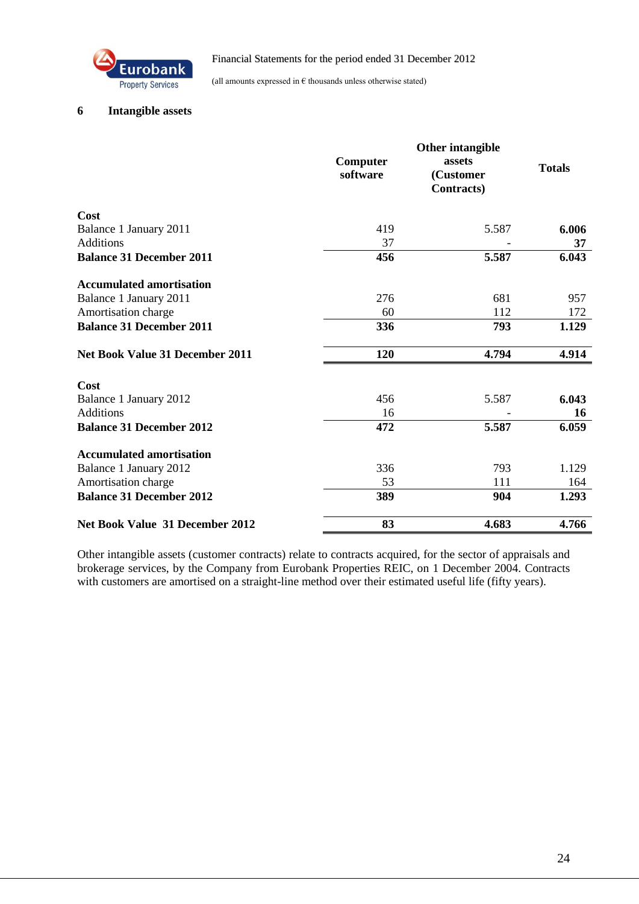## 6 Intangible assets

| | Computer software | Other intangible assets (Customer Contracts) | Totals |
|---|---|---|---|
| **Cost** | | | |
| Balance 1 January 2011 | 419 | 5.587 | **6.006** |
| Additions | 37 | - | **37** |
| **Balance 31 December 2011** | **456** | **5.587** | **6.043** |
| | | | |
| **Accumulated amortisation** | | | |
| Balance 1 January 2011 | 276 | 681 | 957 |
| Amortisation charge | 60 | 112 | 172 |
| **Balance 31 December 2011** | **336** | **793** | **1.129** |
| | | | |
| **Net Book Value 31 December 2011** | **120** | **4.794** | **4.914** |
| | | | |
| **Cost** | | | |
| Balance 1 January 2012 | 456 | 5.587 | **6.043** |
| Additions | 16 | - | **16** |
| **Balance 31 December 2012** | **472** | **5.587** | **6.059** |
| | | | |
| **Accumulated amortisation** | | | |
| Balance 1 January 2012 | 336 | 793 | 1.129 |
| Amortisation charge | 53 | 111 | 164 |
| **Balance 31 December 2012** | **389** | **904** | **1.293** |
| | | | |
| **Net Book Value 31 December 2012** | **83** | **4.683** | **4.766** |

Other intangible assets (customer contracts) relate to contracts acquired, for the sector of appraisals and brokerage services, by the Company from Eurobank Properties REIC, on 1 December 2004. Contracts with customers are amortised on a straight-line method over their estimated useful life (fifty years).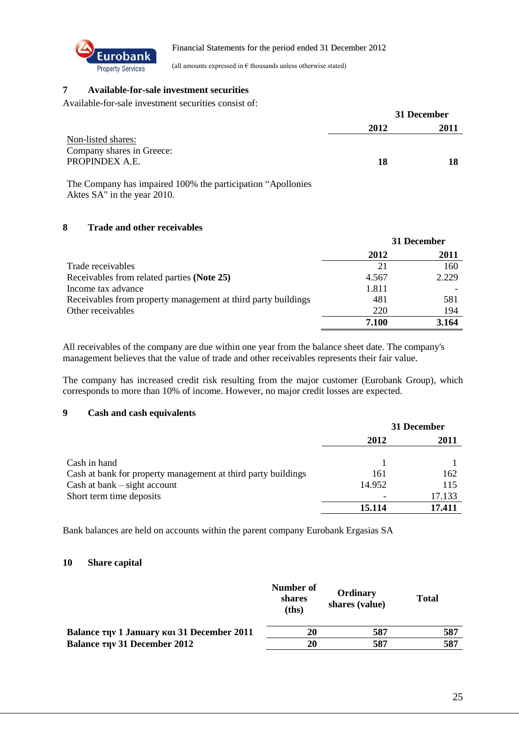## 7 Available-for-sale investment securities

Available-for-sale investment securities consist of:

| | 31 December | |
|---|---|---|
| | **2012** | **2011** |
| Non-listed shares: | | |
| Company shares in Greece: | | |
| PROPINDEX A.E. | **18** | **18** |

The Company has impaired 100% the participation “Apollonies Aktes SA" in the year 2010.

## 8 Trade and other receivables

| | 31 December | |
|---|---|---|
| | **2012** | **2011** |
| Trade receivables | 21 | 160 |
| Receivables from related parties **(Note 25)** | 4.567 | 2.229 |
| Income tax advance | 1.811 | - |
| Receivables from property management at third party buildings | 481 | 581 |
| Other receivables | 220 | 194 |
| | **7.100** | **3.164** |

All receivables of the company are due within one year from the balance sheet date. The company's management believes that the value of trade and other receivables represents their fair value.

The company has increased credit risk resulting from the major customer (Eurobank Group), which corresponds to more than 10% of income. However, no major credit losses are expected.

## 9 Cash and cash equivalents

| | 31 December | |
|---|---|---|
| | **2012** | **2011** |
| Cash in hand | 1 | 1 |
| Cash at bank for property management at third party buildings | 161 | 162 |
| Cash at bank – sight account | 14.952 | 115 |
| Short term time deposits | - | 17.133 |
| | **15.114** | **17.411** |

Bank balances are held on accounts within the parent company Eurobank Ergasias SA

## 10 Share capital

| | **Number of shares (ths)** | **Ordinary shares (value)** | **Total** |
|---|---|---|---|
| **Balance την 1 January και 31 December 2011** | **20** | **587** | **587** |
| **Balance την 31 December 2012** | **20** | **587** | **587** |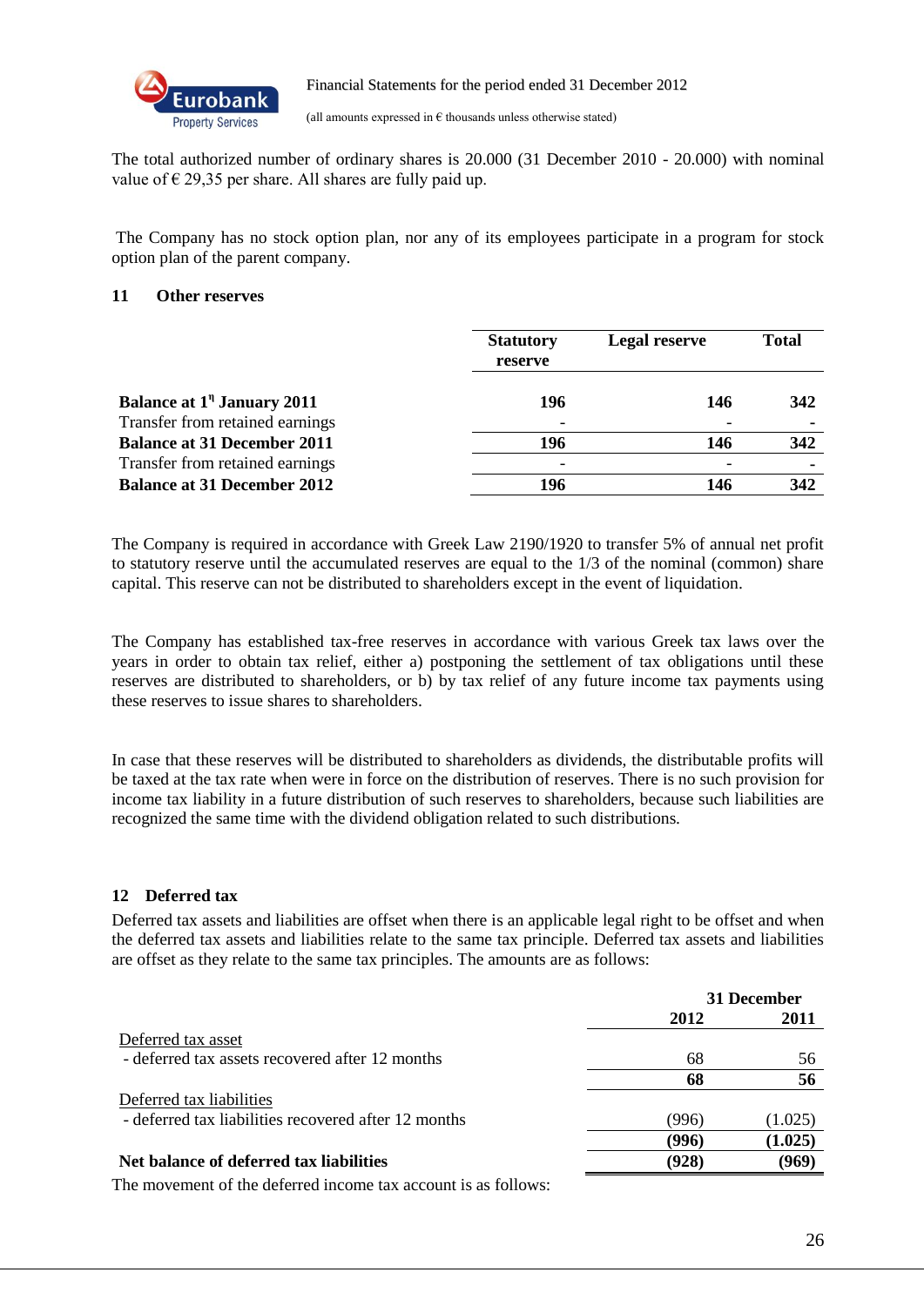The total authorized number of ordinary shares is 20.000 (31 December 2010 - 20.000) with nominal value of € 29,35 per share. All shares are fully paid up.

The Company has no stock option plan, nor any of its employees participate in a program for stock option plan of the parent company.

## 11 Other reserves

| | Statutory reserve | Legal reserve | Total |
|---|---|---|---|
| **Balance at 1η January 2011** | **196** | **146** | **342** |
| Transfer from retained earnings | - | - | - |
| **Balance at 31 December 2011** | **196** | **146** | **342** |
| Transfer from retained earnings | - | - | - |
| **Balance at 31 December 2012** | **196** | **146** | **342** |

The Company is required in accordance with Greek Law 2190/1920 to transfer 5% of annual net profit to statutory reserve until the accumulated reserves are equal to the 1/3 of the nominal (common) share capital. This reserve can not be distributed to shareholders except in the event of liquidation.

The Company has established tax-free reserves in accordance with various Greek tax laws over the years in order to obtain tax relief, either a) postponing the settlement of tax obligations until these reserves are distributed to shareholders, or b) by tax relief of any future income tax payments using these reserves to issue shares to shareholders.

In case that these reserves will be distributed to shareholders as dividends, the distributable profits will be taxed at the tax rate when were in force on the distribution of reserves. There is no such provision for income tax liability in a future distribution of such reserves to shareholders, because such liabilities are recognized the same time with the dividend obligation related to such distributions.

## 12 Deferred tax

Deferred tax assets and liabilities are offset when there is an applicable legal right to be offset and when the deferred tax assets and liabilities relate to the same tax principle. Deferred tax assets and liabilities are offset as they relate to the same tax principles. The amounts are as follows:

| | 31 December | |
|---|---|---|
| | **2012** | **2011** |
| Deferred tax asset | | |
| - deferred tax assets recovered after 12 months | 68 | 56 |
| | **68** | **56** |
| Deferred tax liabilities | | |
| - deferred tax liabilities recovered after 12 months | (996) | (1.025) |
| | **(996)** | **(1.025)** |
| **Net balance of deferred tax liabilities** | **(928)** | **(969)** |

The movement of the deferred income tax account is as follows: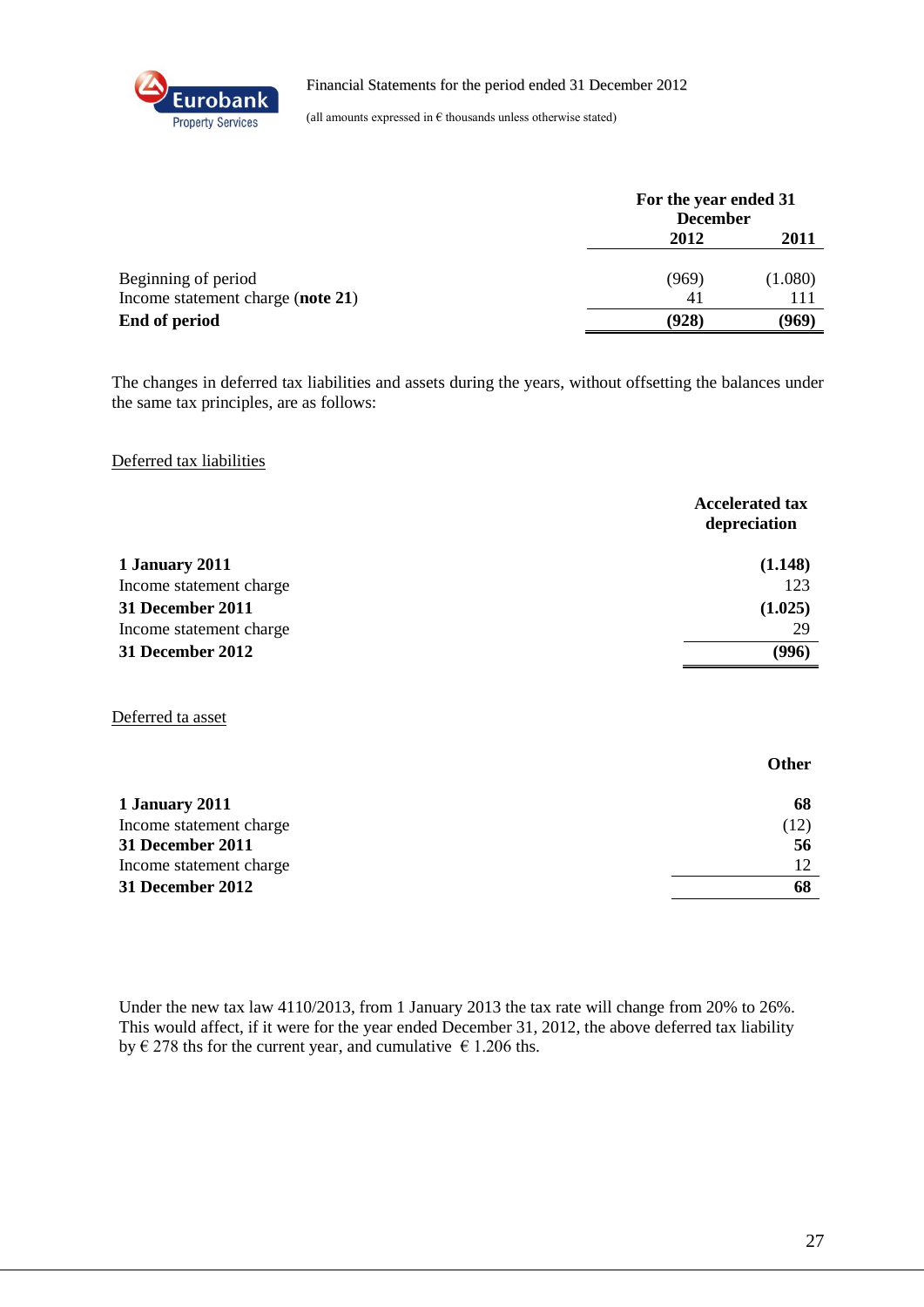| | For the year ended 31 December | |
|---|---|---|
| | 2012 | 2011 |
| Beginning of period | (969) | (1.080) |
| Income statement charge (**note 21**) | 41 | 111 |
| **End of period** | **(928)** | **(969)** |

The changes in deferred tax liabilities and assets during the years, without offsetting the balances under the same tax principles, are as follows:

Deferred tax liabilities

| | Accelerated tax depreciation |
|---|---|
| **1 January 2011** | **(1.148)** |
| Income statement charge | 123 |
| **31 December 2011** | **(1.025)** |
| Income statement charge | 29 |
| **31 December 2012** | **(996)** |

Deferred ta asset

| | Other |
|---|---|
| **1 January 2011** | **68** |
| Income statement charge | (12) |
| **31 December 2011** | **56** |
| Income statement charge | 12 |
| **31 December 2012** | **68** |

Under the new tax law 4110/2013, from 1 January 2013 the tax rate will change from 20% to 26%. This would affect, if it were for the year ended December 31, 2012, the above deferred tax liability by € 278 ths for the current year, and cumulative € 1.206 ths.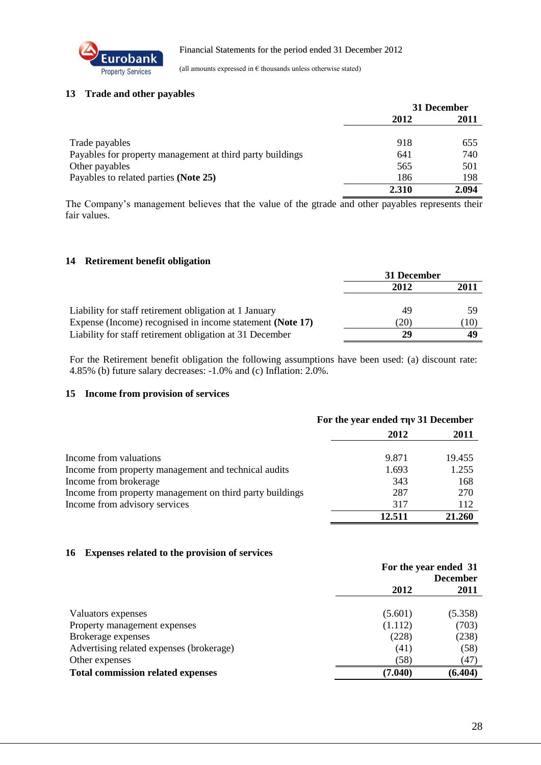## 13 Trade and other payables

| | 31 December | |
|---|---|---|
| | **2012** | **2011** |
| Trade payables | 918 | 655 |
| Payables for property management at third party buildings | 641 | 740 |
| Other payables | 565 | 501 |
| Payables to related parties **(Note 25)** | 186 | 198 |
| | **2.310** | **2.094** |

The Company's management believes that the value of the gtrade and other payables represents their fair values.

## 14 Retirement benefit obligation

| | 31 December | |
|---|---|---|
| | **2012** | **2011** |
| Liability for staff retirement obligation at 1 January | 49 | 59 |
| Expense (Income) recognised in income statement **(Note 17)** | (20) | (10) |
| Liability for staff retirement obligation at 31 December | **29** | **49** |

For the Retirement benefit obligation the following assumptions have been used: (a) discount rate: 4.85% (b) future salary decreases: -1.0% and (c) Inflation: 2.0%.

## 15 Income from provision of services

| | For the year ended την 31 December | |
|---|---|---|
| | **2012** | **2011** |
| Income from valuations | 9.871 | 19.455 |
| Income from property management and technical audits | 1.693 | 1.255 |
| Income from brokerage | 343 | 168 |
| Income from property management on third party buildings | 287 | 270 |
| Income from advisory services | 317 | 112 |
| | **12.511** | **21.260** |

## 16 Expenses related to the provision of services

| | For the year ended 31 December | |
|---|---|---|
| | **2012** | **2011** |
| Valuators expenses | (5.601) | (5.358) |
| Property management expenses | (1.112) | (703) |
| Brokerage expenses | (228) | (238) |
| Advertising related expenses (brokerage) | (41) | (58) |
| Other expenses | (58) | (47) |
| **Total commission related expenses** | **(7.040)** | **(6.404)** |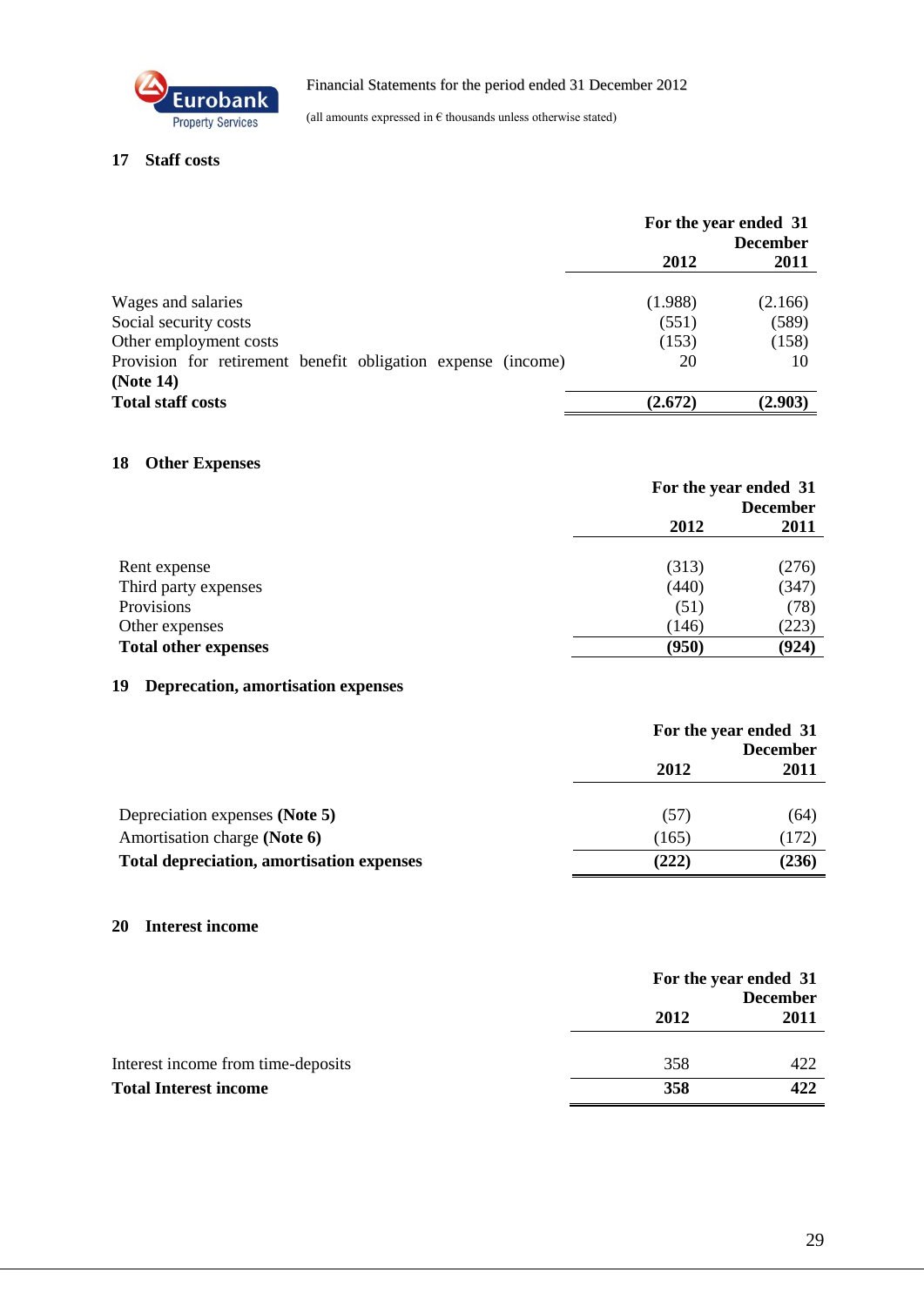## 17 Staff costs

| | For the year ended 31 December | |
|---|---|---|
| | 2012 | 2011 |
| Wages and salaries | (1.988) | (2.166) |
| Social security costs | (551) | (589) |
| Other employment costs | (153) | (158) |
| Provision for retirement benefit obligation expense (income) **(Note 14)** | 20 | 10 |
| **Total staff costs** | **(2.672)** | **(2.903)** |

## 18 Other Expenses

| | For the year ended 31 December | |
|---|---|---|
| | 2012 | 2011 |
| Rent expense | (313) | (276) |
| Third party expenses | (440) | (347) |
| Provisions | (51) | (78) |
| Other expenses | (146) | (223) |
| **Total other expenses** | **(950)** | **(924)** |

## 19 Deprecation, amortisation expenses

| | For the year ended 31 December | |
|---|---|---|
| | 2012 | 2011 |
| Depreciation expenses **(Note 5)** | (57) | (64) |
| Amortisation charge **(Note 6)** | (165) | (172) |
| **Total depreciation, amortisation expenses** | **(222)** | **(236)** |

## 20 Interest income

| | For the year ended 31 December | |
|---|---|---|
| | 2012 | 2011 |
| Interest income from time-deposits | 358 | 422 |
| **Total Interest income** | **358** | **422** |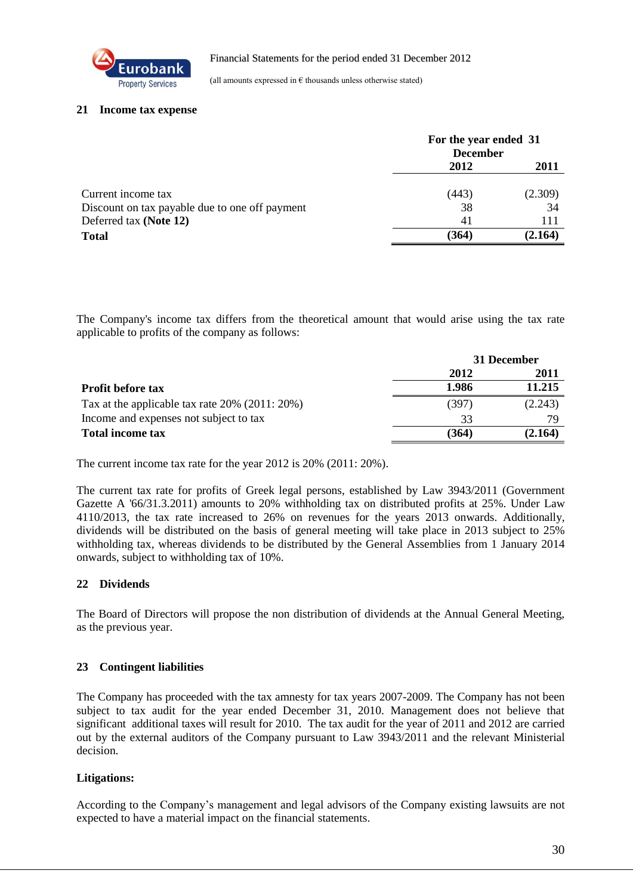## 21 Income tax expense

| | For the year ended 31 December | |
|---|---|---|
| | **2012** | **2011** |
| Current income tax | (443) | (2.309) |
| Discount on tax payable due to one off payment | 38 | 34 |
| Deferred tax **(Note 12)** | 41 | 111 |
| **Total** | **(364)** | **(2.164)** |

The Company's income tax differs from the theoretical amount that would arise using the tax rate applicable to profits of the company as follows:

| | 31 December | |
|---|---|---|
| | **2012** | **2011** |
| **Profit before tax** | **1.986** | **11.215** |
| Tax at the applicable tax rate 20% (2011: 20%) | (397) | (2.243) |
| Income and expenses not subject to tax | 33 | 79 |
| **Total income tax** | **(364)** | **(2.164)** |

The current income tax rate for the year 2012 is 20% (2011: 20%).

The current tax rate for profits of Greek legal persons, established by Law 3943/2011 (Government Gazette A '66/31.3.2011) amounts to 20% withholding tax on distributed profits at 25%. Under Law 4110/2013, the tax rate increased to 26% on revenues for the years 2013 onwards. Additionally, dividends will be distributed on the basis of general meeting will take place in 2013 subject to 25% withholding tax, whereas dividends to be distributed by the General Assemblies from 1 January 2014 onwards, subject to withholding tax of 10%.

## 22 Dividends

The Board of Directors will propose the non distribution of dividends at the Annual General Meeting, as the previous year.

## 23 Contingent liabilities

The Company has proceeded with the tax amnesty for tax years 2007-2009. The Company has not been subject to tax audit for the year ended December 31, 2010. Management does not believe that significant additional taxes will result for 2010. The tax audit for the year of 2011 and 2012 are carried out by the external auditors of the Company pursuant to Law 3943/2011 and the relevant Ministerial decision.

**Litigations:**

According to the Company's management and legal advisors of the Company existing lawsuits are not expected to have a material impact on the financial statements.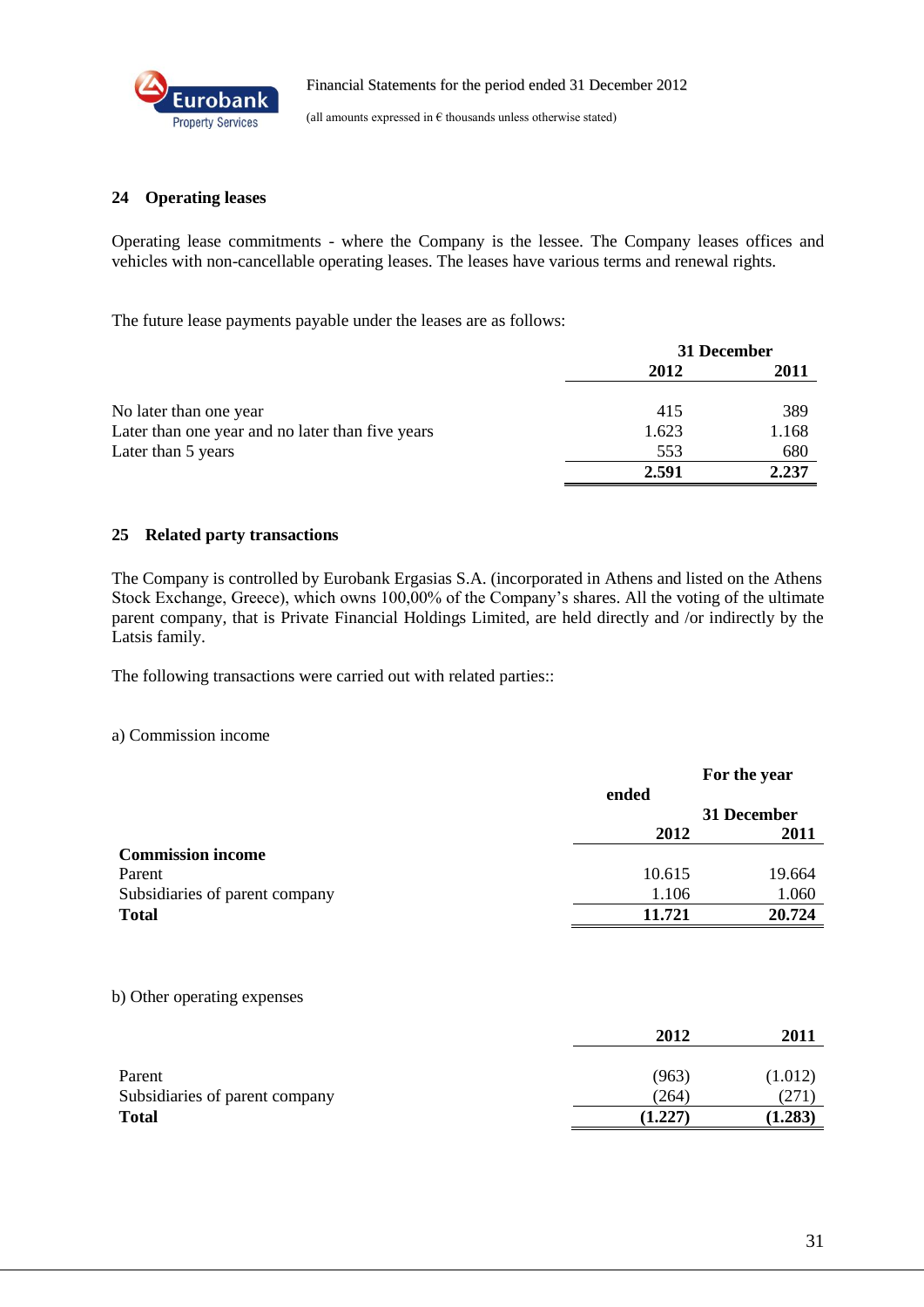## 24 Operating leases

Operating lease commitments - where the Company is the lessee. The Company leases offices and vehicles with non-cancellable operating leases. The leases have various terms and renewal rights.

The future lease payments payable under the leases are as follows:

| | 31 December | |
|---|---|---|
| | **2012** | **2011** |
| No later than one year | 415 | 389 |
| Later than one year and no later than five years | 1.623 | 1.168 |
| Later than 5 years | 553 | 680 |
| | **2.591** | **2.237** |

## 25 Related party transactions

The Company is controlled by Eurobank Ergasias S.A. (incorporated in Athens and listed on the Athens Stock Exchange, Greece), which owns 100,00% of the Company's shares. All the voting of the ultimate parent company, that is Private Financial Holdings Limited, are held directly and /or indirectly by the Latsis family.

The following transactions were carried out with related parties::

a) Commission income

| | For the year ended 31 December | |
|---|---|---|
| | **2012** | **2011** |
| **Commission income** | | |
| Parent | 10.615 | 19.664 |
| Subsidiaries of parent company | 1.106 | 1.060 |
| **Total** | **11.721** | **20.724** |

b) Other operating expenses

| | **2012** | **2011** |
|---|---|---|
| Parent | (963) | (1.012) |
| Subsidiaries of parent company | (264) | (271) |
| **Total** | **(1.227)** | **(1.283)** |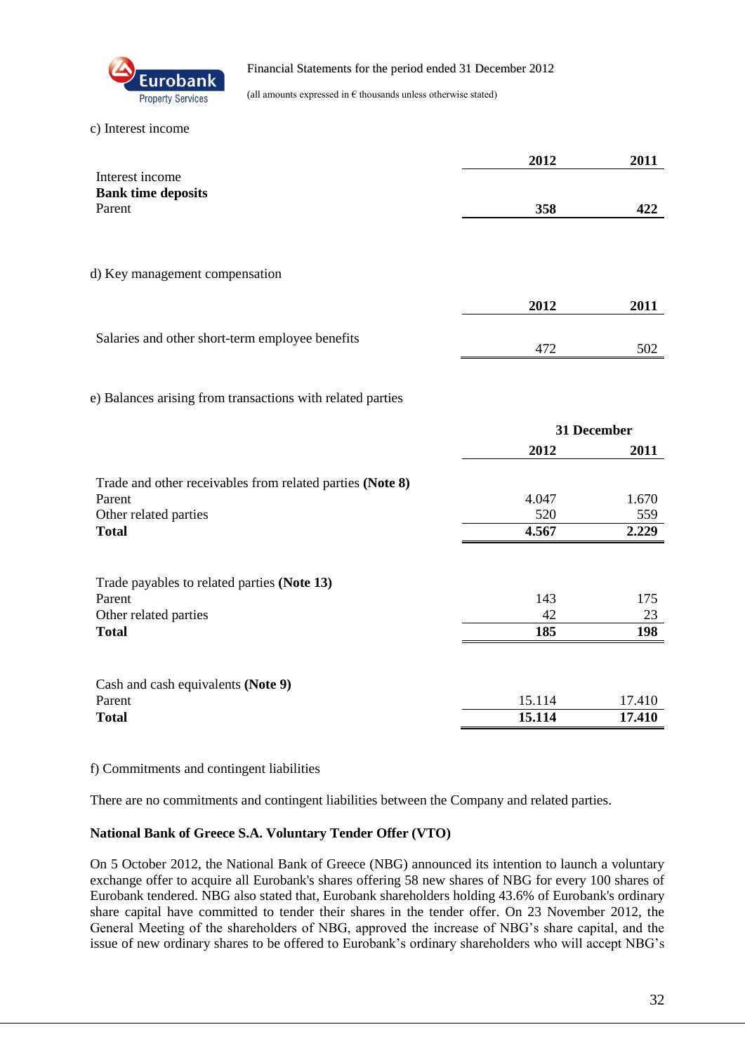c) Interest income

| | 2012 | 2011 |
|---|---|---|
| Interest income | | |
| **Bank time deposits** | | |
| Parent | **358** | **422** |

d) Key management compensation

| | 2012 | 2011 |
|---|---|---|
| Salaries and other short-term employee benefits | 472 | 502 |

e) Balances arising from transactions with related parties

| | 31 December | |
|---|---|---|
| | **2012** | **2011** |
| Trade and other receivables from related parties **(Note 8)** | | |
| Parent | 4.047 | 1.670 |
| Other related parties | 520 | 559 |
| **Total** | **4.567** | **2.229** |
| | | |
| Trade payables to related parties **(Note 13)** | | |
| Parent | 143 | 175 |
| Other related parties | 42 | 23 |
| **Total** | **185** | **198** |
| | | |
| Cash and cash equivalents **(Note 9)** | | |
| Parent | 15.114 | 17.410 |
| **Total** | **15.114** | **17.410** |

f) Commitments and contingent liabilities

There are no commitments and contingent liabilities between the Company and related parties.

**National Bank of Greece S.A. Voluntary Tender Offer (VTO)**

On 5 October 2012, the National Bank of Greece (NBG) announced its intention to launch a voluntary exchange offer to acquire all Eurobank's shares offering 58 new shares of NBG for every 100 shares of Eurobank tendered. NBG also stated that, Eurobank shareholders holding 43.6% of Eurobank's ordinary share capital have committed to tender their shares in the tender offer. On 23 November 2012, the General Meeting of the shareholders of NBG, approved the increase of NBG's share capital, and the issue of new ordinary shares to be offered to Eurobank's ordinary shareholders who will accept NBG's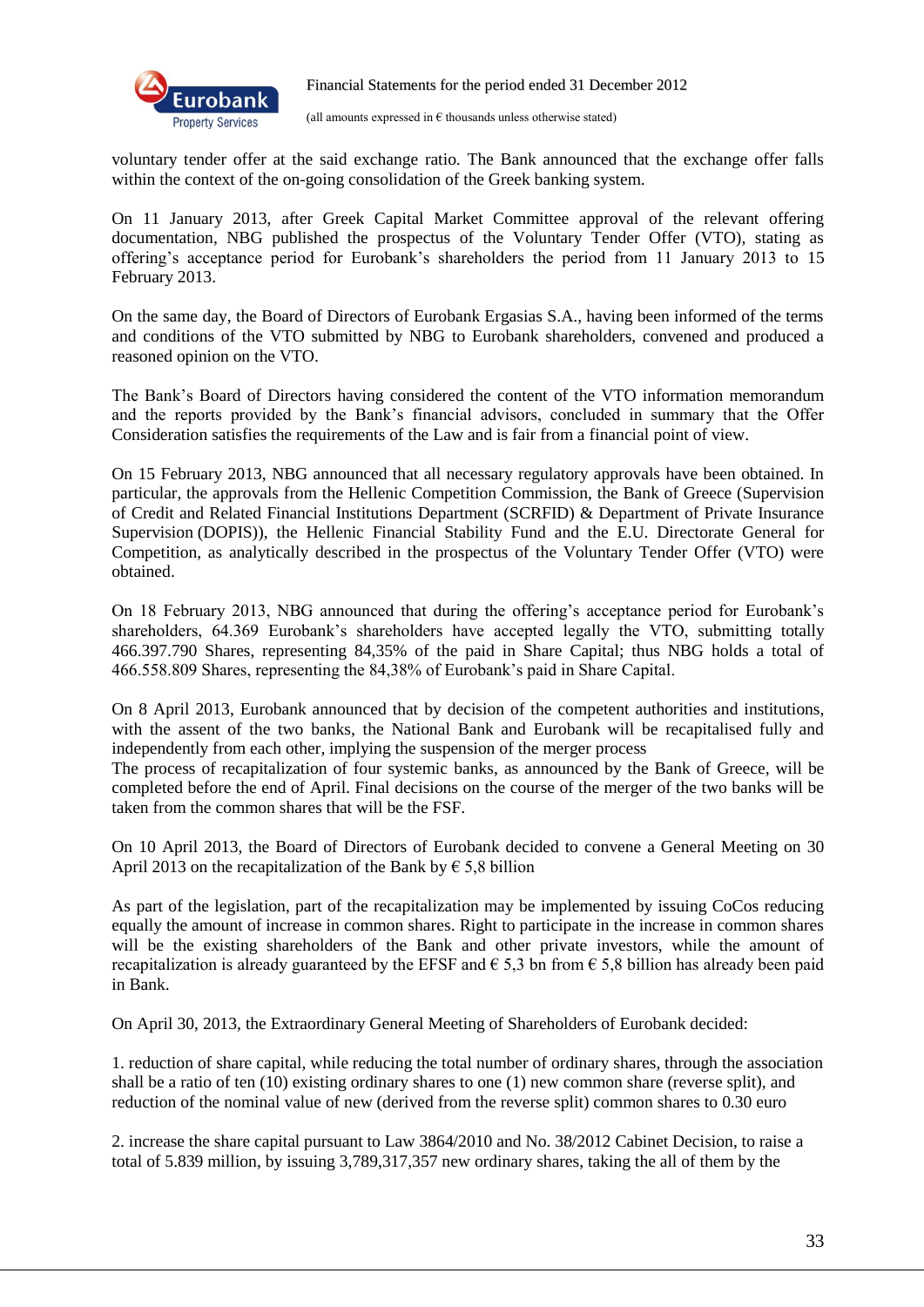voluntary tender offer at the said exchange ratio. The Bank announced that the exchange offer falls within the context of the on-going consolidation of the Greek banking system.

On 11 January 2013, after Greek Capital Market Committee approval of the relevant offering documentation, NBG published the prospectus of the Voluntary Tender Offer (VTO), stating as offering's acceptance period for Eurobank's shareholders the period from 11 January 2013 to 15 February 2013.

On the same day, the Board of Directors of Eurobank Ergasias S.A., having been informed of the terms and conditions of the VTO submitted by NBG to Eurobank shareholders, convened and produced a reasoned opinion on the VTO.

The Bank's Board of Directors having considered the content of the VTO information memorandum and the reports provided by the Bank's financial advisors, concluded in summary that the Offer Consideration satisfies the requirements of the Law and is fair from a financial point of view.

On 15 February 2013, NBG announced that all necessary regulatory approvals have been obtained. In particular, the approvals from the Hellenic Competition Commission, the Bank of Greece (Supervision of Credit and Related Financial Institutions Department (SCRFID) & Department of Private Insurance Supervision (DOPIS)), the Hellenic Financial Stability Fund and the E.U. Directorate General for Competition, as analytically described in the prospectus of the Voluntary Tender Offer (VTO) were obtained.

On 18 February 2013, NBG announced that during the offering's acceptance period for Eurobank's shareholders, 64.369 Eurobank's shareholders have accepted legally the VTO, submitting totally 466.397.790 Shares, representing 84,35% of the paid in Share Capital; thus NBG holds a total of 466.558.809 Shares, representing the 84,38% of Eurobank's paid in Share Capital.

On 8 April 2013, Eurobank announced that by decision of the competent authorities and institutions, with the assent of the two banks, the National Bank and Eurobank will be recapitalised fully and independently from each other, implying the suspension of the merger process
The process of recapitalization of four systemic banks, as announced by the Bank of Greece, will be completed before the end of April. Final decisions on the course of the merger of the two banks will be taken from the common shares that will be the FSF.

On 10 April 2013, the Board of Directors of Eurobank decided to convene a General Meeting on 30 April 2013 on the recapitalization of the Bank by € 5,8 billion

As part of the legislation, part of the recapitalization may be implemented by issuing CoCos reducing equally the amount of increase in common shares. Right to participate in the increase in common shares will be the existing shareholders of the Bank and other private investors, while the amount of recapitalization is already guaranteed by the EFSF and € 5,3 bn from € 5,8 billion has already been paid in Bank.

On April 30, 2013, the Extraordinary General Meeting of Shareholders of Eurobank decided:

1. reduction of share capital, while reducing the total number of ordinary shares, through the association shall be a ratio of ten (10) existing ordinary shares to one (1) new common share (reverse split), and reduction of the nominal value of new (derived from the reverse split) common shares to 0.30 euro

2. increase the share capital pursuant to Law 3864/2010 and No. 38/2012 Cabinet Decision, to raise a total of 5.839 million, by issuing 3,789,317,357 new ordinary shares, taking the all of them by the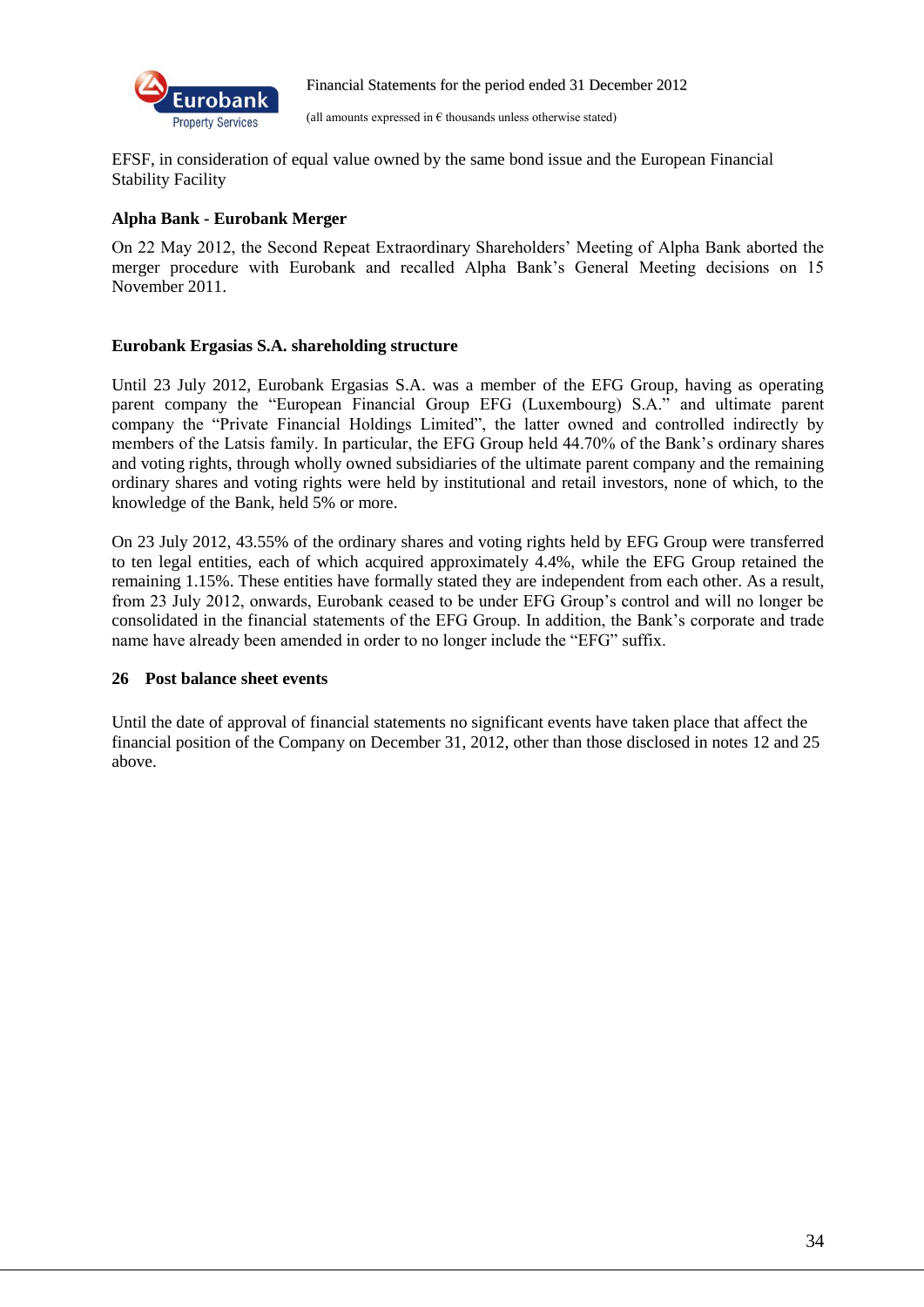EFSF, in consideration of equal value owned by the same bond issue and the European Financial Stability Facility

**Alpha Bank - Eurobank Merger**

On 22 May 2012, the Second Repeat Extraordinary Shareholders' Meeting of Alpha Bank aborted the merger procedure with Eurobank and recalled Alpha Bank's General Meeting decisions on 15 November 2011.

**Eurobank Ergasias S.A. shareholding structure**

Until 23 July 2012, Eurobank Ergasias S.A. was a member of the EFG Group, having as operating parent company the "European Financial Group EFG (Luxembourg) S.A." and ultimate parent company the "Private Financial Holdings Limited", the latter owned and controlled indirectly by members of the Latsis family. In particular, the EFG Group held 44.70% of the Bank's ordinary shares and voting rights, through wholly owned subsidiaries of the ultimate parent company and the remaining ordinary shares and voting rights were held by institutional and retail investors, none of which, to the knowledge of the Bank, held 5% or more.

On 23 July 2012, 43.55% of the ordinary shares and voting rights held by EFG Group were transferred to ten legal entities, each of which acquired approximately 4.4%, while the EFG Group retained the remaining 1.15%. These entities have formally stated they are independent from each other. As a result, from 23 July 2012, onwards, Eurobank ceased to be under EFG Group's control and will no longer be consolidated in the financial statements of the EFG Group. In addition, the Bank's corporate and trade name have already been amended in order to no longer include the "EFG" suffix.

## 26 Post balance sheet events

Until the date of approval of financial statements no significant events have taken place that affect the financial position of the Company on December 31, 2012, other than those disclosed in notes 12 and 25 above.